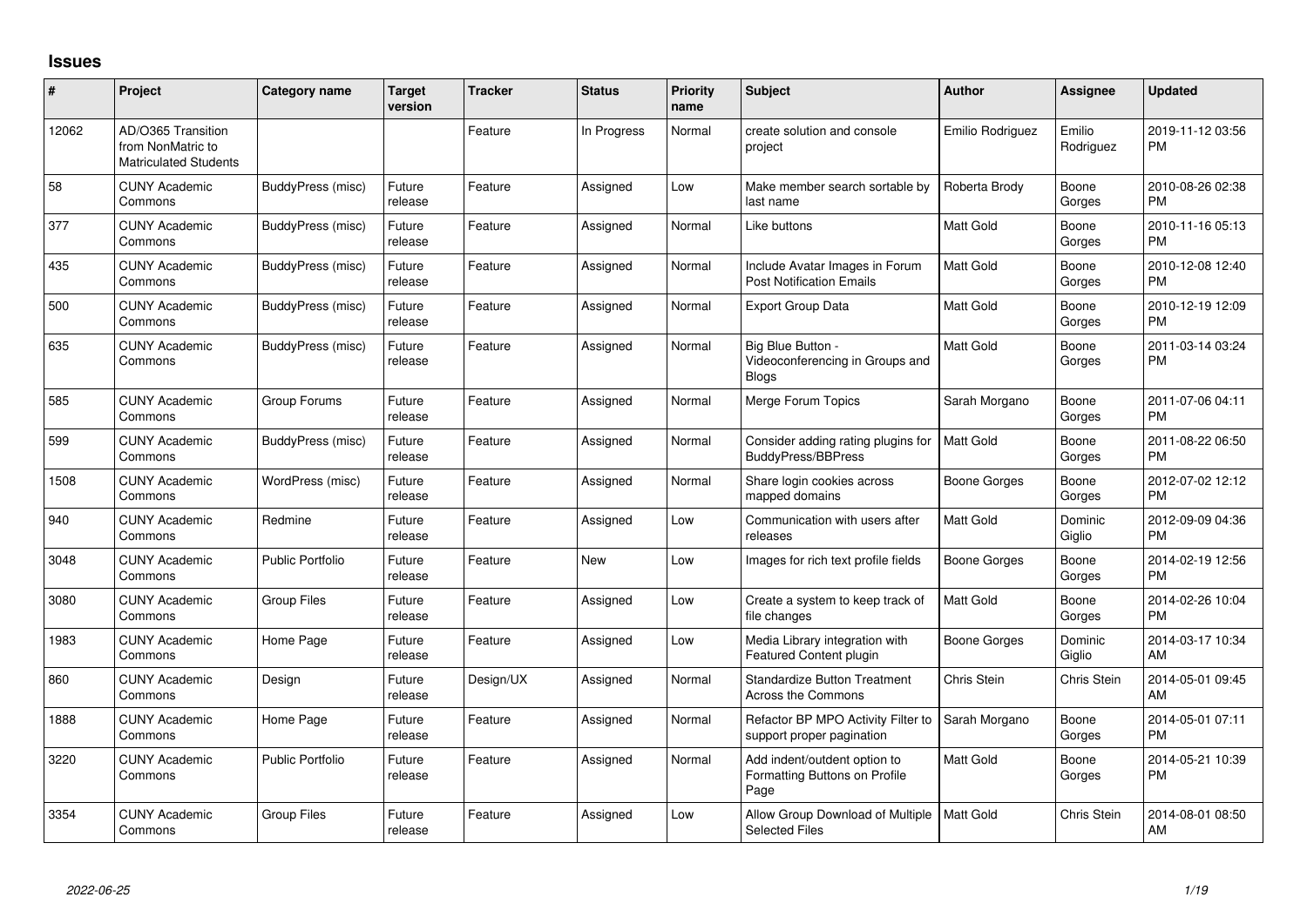## Issues

| # | Project | Category name | Target version | Tracker | Status | Priority name | Subject | Author | Assignee | Updated |
|---|---|---|---|---|---|---|---|---|---|---|
| 12062 | AD/O365 Transition from NonMatric to Matriculated Students | | | Feature | In Progress | Normal | create solution and console project | Emilio Rodriguez | Emilio Rodriguez | 2019-11-12 03:56 PM |
| 58 | CUNY Academic Commons | BuddyPress (misc) | Future release | Feature | Assigned | Low | Make member search sortable by last name | Roberta Brody | Boone Gorges | 2010-08-26 02:38 PM |
| 377 | CUNY Academic Commons | BuddyPress (misc) | Future release | Feature | Assigned | Normal | Like buttons | Matt Gold | Boone Gorges | 2010-11-16 05:13 PM |
| 435 | CUNY Academic Commons | BuddyPress (misc) | Future release | Feature | Assigned | Normal | Include Avatar Images in Forum Post Notification Emails | Matt Gold | Boone Gorges | 2010-12-08 12:40 PM |
| 500 | CUNY Academic Commons | BuddyPress (misc) | Future release | Feature | Assigned | Normal | Export Group Data | Matt Gold | Boone Gorges | 2010-12-19 12:09 PM |
| 635 | CUNY Academic Commons | BuddyPress (misc) | Future release | Feature | Assigned | Normal | Big Blue Button - Videoconferencing in Groups and Blogs | Matt Gold | Boone Gorges | 2011-03-14 03:24 PM |
| 585 | CUNY Academic Commons | Group Forums | Future release | Feature | Assigned | Normal | Merge Forum Topics | Sarah Morgano | Boone Gorges | 2011-07-06 04:11 PM |
| 599 | CUNY Academic Commons | BuddyPress (misc) | Future release | Feature | Assigned | Normal | Consider adding rating plugins for BuddyPress/BBPress | Matt Gold | Boone Gorges | 2011-08-22 06:50 PM |
| 1508 | CUNY Academic Commons | WordPress (misc) | Future release | Feature | Assigned | Normal | Share login cookies across mapped domains | Boone Gorges | Boone Gorges | 2012-07-02 12:12 PM |
| 940 | CUNY Academic Commons | Redmine | Future release | Feature | Assigned | Low | Communication with users after releases | Matt Gold | Dominic Giglio | 2012-09-09 04:36 PM |
| 3048 | CUNY Academic Commons | Public Portfolio | Future release | Feature | New | Low | Images for rich text profile fields | Boone Gorges | Boone Gorges | 2014-02-19 12:56 PM |
| 3080 | CUNY Academic Commons | Group Files | Future release | Feature | Assigned | Low | Create a system to keep track of file changes | Matt Gold | Boone Gorges | 2014-02-26 10:04 PM |
| 1983 | CUNY Academic Commons | Home Page | Future release | Feature | Assigned | Low | Media Library integration with Featured Content plugin | Boone Gorges | Dominic Giglio | 2014-03-17 10:34 AM |
| 860 | CUNY Academic Commons | Design | Future release | Design/UX | Assigned | Normal | Standardize Button Treatment Across the Commons | Chris Stein | Chris Stein | 2014-05-01 09:45 AM |
| 1888 | CUNY Academic Commons | Home Page | Future release | Feature | Assigned | Normal | Refactor BP MPO Activity Filter to support proper pagination | Sarah Morgano | Boone Gorges | 2014-05-01 07:11 PM |
| 3220 | CUNY Academic Commons | Public Portfolio | Future release | Feature | Assigned | Normal | Add indent/outdent option to Formatting Buttons on Profile Page | Matt Gold | Boone Gorges | 2014-05-21 10:39 PM |
| 3354 | CUNY Academic Commons | Group Files | Future release | Feature | Assigned | Low | Allow Group Download of Multiple Selected Files | Matt Gold | Chris Stein | 2014-08-01 08:50 AM |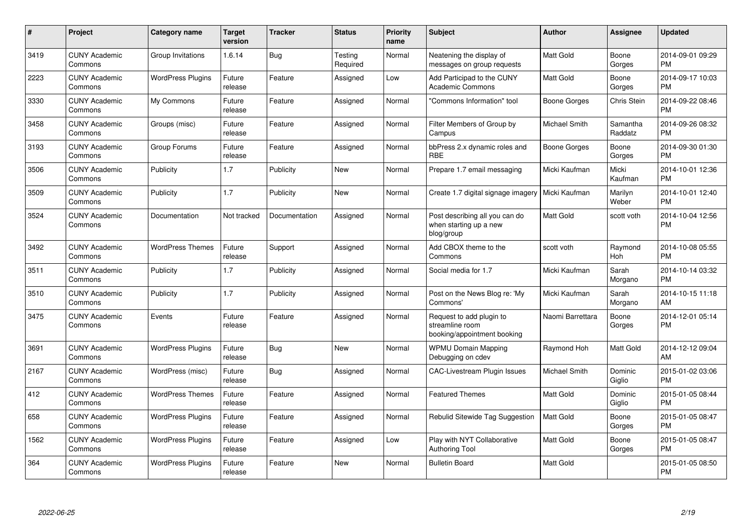| # | Project | Category name | Target version | Tracker | Status | Priority name | Subject | Author | Assignee | Updated |
|---|---|---|---|---|---|---|---|---|---|---|
| 3419 | CUNY Academic Commons | Group Invitations | 1.6.14 | Bug | Testing Required | Normal | Neatening the display of messages on group requests | Matt Gold | Boone Gorges | 2014-09-01 09:29 PM |
| 2223 | CUNY Academic Commons | WordPress Plugins | Future release | Feature | Assigned | Low | Add Participad to the CUNY Academic Commons | Matt Gold | Boone Gorges | 2014-09-17 10:03 PM |
| 3330 | CUNY Academic Commons | My Commons | Future release | Feature | Assigned | Normal | "Commons Information" tool | Boone Gorges | Chris Stein | 2014-09-22 08:46 PM |
| 3458 | CUNY Academic Commons | Groups (misc) | Future release | Feature | Assigned | Normal | Filter Members of Group by Campus | Michael Smith | Samantha Raddatz | 2014-09-26 08:32 PM |
| 3193 | CUNY Academic Commons | Group Forums | Future release | Feature | Assigned | Normal | bbPress 2.x dynamic roles and RBE | Boone Gorges | Boone Gorges | 2014-09-30 01:30 PM |
| 3506 | CUNY Academic Commons | Publicity | 1.7 | Publicity | New | Normal | Prepare 1.7 email messaging | Micki Kaufman | Micki Kaufman | 2014-10-01 12:36 PM |
| 3509 | CUNY Academic Commons | Publicity | 1.7 | Publicity | New | Normal | Create 1.7 digital signage imagery | Micki Kaufman | Marilyn Weber | 2014-10-01 12:40 PM |
| 3524 | CUNY Academic Commons | Documentation | Not tracked | Documentation | Assigned | Normal | Post describing all you can do when starting up a new blog/group | Matt Gold | scott voth | 2014-10-04 12:56 PM |
| 3492 | CUNY Academic Commons | WordPress Themes | Future release | Support | Assigned | Normal | Add CBOX theme to the Commons | scott voth | Raymond Hoh | 2014-10-08 05:55 PM |
| 3511 | CUNY Academic Commons | Publicity | 1.7 | Publicity | Assigned | Normal | Social media for 1.7 | Micki Kaufman | Sarah Morgano | 2014-10-14 03:32 PM |
| 3510 | CUNY Academic Commons | Publicity | 1.7 | Publicity | Assigned | Normal | Post on the News Blog re: 'My Commons' | Micki Kaufman | Sarah Morgano | 2014-10-15 11:18 AM |
| 3475 | CUNY Academic Commons | Events | Future release | Feature | Assigned | Normal | Request to add plugin to streamline room booking/appointment booking | Naomi Barrettara | Boone Gorges | 2014-12-01 05:14 PM |
| 3691 | CUNY Academic Commons | WordPress Plugins | Future release | Bug | New | Normal | WPMU Domain Mapping Debugging on cdev | Raymond Hoh | Matt Gold | 2014-12-12 09:04 AM |
| 2167 | CUNY Academic Commons | WordPress (misc) | Future release | Bug | Assigned | Normal | CAC-Livestream Plugin Issues | Michael Smith | Dominic Giglio | 2015-01-02 03:06 PM |
| 412 | CUNY Academic Commons | WordPress Themes | Future release | Feature | Assigned | Normal | Featured Themes | Matt Gold | Dominic Giglio | 2015-01-05 08:44 PM |
| 658 | CUNY Academic Commons | WordPress Plugins | Future release | Feature | Assigned | Normal | Rebulid Sitewide Tag Suggestion | Matt Gold | Boone Gorges | 2015-01-05 08:47 PM |
| 1562 | CUNY Academic Commons | WordPress Plugins | Future release | Feature | Assigned | Low | Play with NYT Collaborative Authoring Tool | Matt Gold | Boone Gorges | 2015-01-05 08:47 PM |
| 364 | CUNY Academic Commons | WordPress Plugins | Future release | Feature | New | Normal | Bulletin Board | Matt Gold | | 2015-01-05 08:50 PM |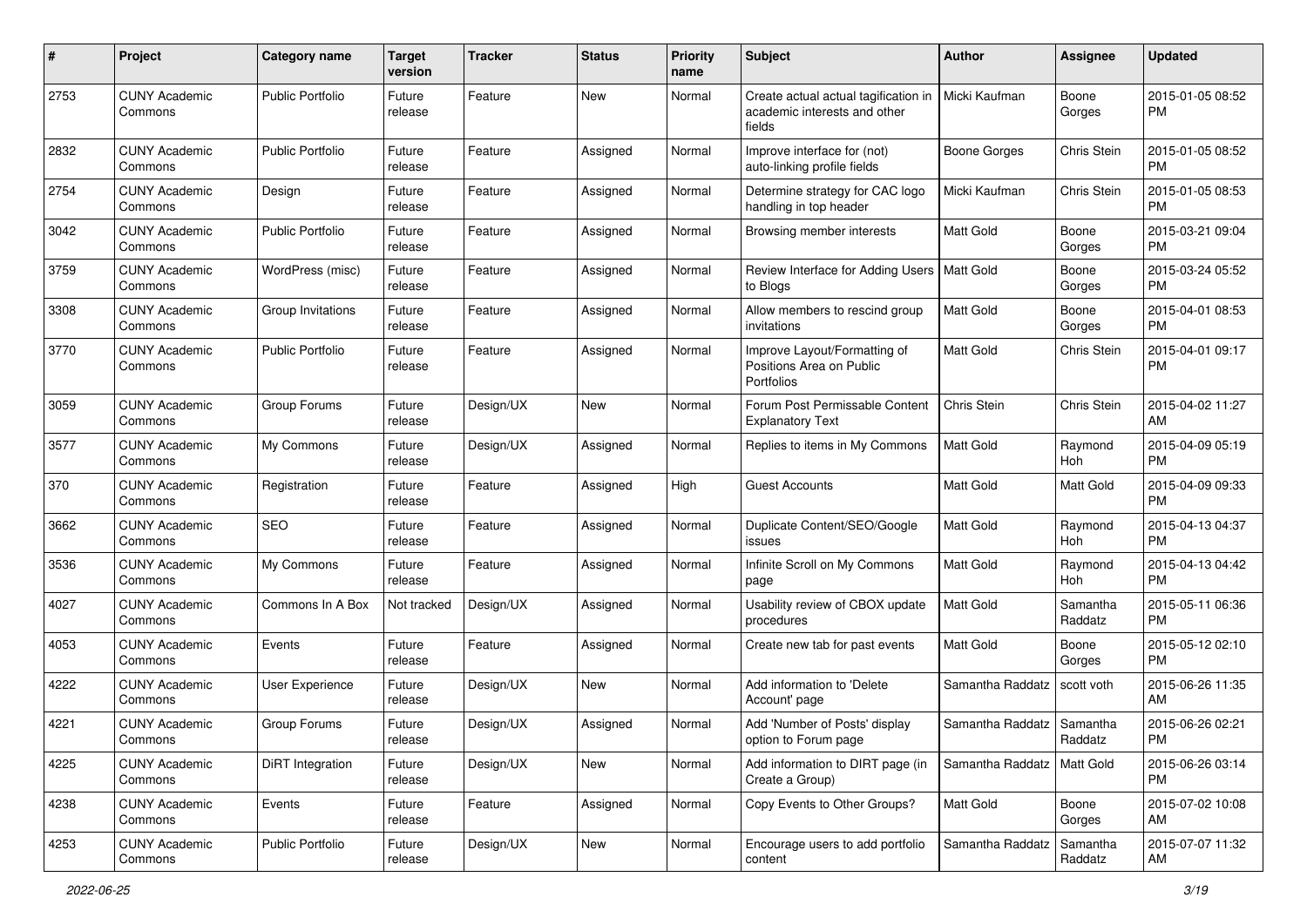| # | Project | Category name | Target version | Tracker | Status | Priority name | Subject | Author | Assignee | Updated |
|---|---|---|---|---|---|---|---|---|---|---|
| 2753 | CUNY Academic Commons | Public Portfolio | Future release | Feature | New | Normal | Create actual actual tagification in academic interests and other fields | Micki Kaufman | Boone Gorges | 2015-01-05 08:52 PM |
| 2832 | CUNY Academic Commons | Public Portfolio | Future release | Feature | Assigned | Normal | Improve interface for (not) auto-linking profile fields | Boone Gorges | Chris Stein | 2015-01-05 08:52 PM |
| 2754 | CUNY Academic Commons | Design | Future release | Feature | Assigned | Normal | Determine strategy for CAC logo handling in top header | Micki Kaufman | Chris Stein | 2015-01-05 08:53 PM |
| 3042 | CUNY Academic Commons | Public Portfolio | Future release | Feature | Assigned | Normal | Browsing member interests | Matt Gold | Boone Gorges | 2015-03-21 09:04 PM |
| 3759 | CUNY Academic Commons | WordPress (misc) | Future release | Feature | Assigned | Normal | Review Interface for Adding Users to Blogs | Matt Gold | Boone Gorges | 2015-03-24 05:52 PM |
| 3308 | CUNY Academic Commons | Group Invitations | Future release | Feature | Assigned | Normal | Allow members to rescind group invitations | Matt Gold | Boone Gorges | 2015-04-01 08:53 PM |
| 3770 | CUNY Academic Commons | Public Portfolio | Future release | Feature | Assigned | Normal | Improve Layout/Formatting of Positions Area on Public Portfolios | Matt Gold | Chris Stein | 2015-04-01 09:17 PM |
| 3059 | CUNY Academic Commons | Group Forums | Future release | Design/UX | New | Normal | Forum Post Permissable Content Explanatory Text | Chris Stein | Chris Stein | 2015-04-02 11:27 AM |
| 3577 | CUNY Academic Commons | My Commons | Future release | Design/UX | Assigned | Normal | Replies to items in My Commons | Matt Gold | Raymond Hoh | 2015-04-09 05:19 PM |
| 370 | CUNY Academic Commons | Registration | Future release | Feature | Assigned | High | Guest Accounts | Matt Gold | Matt Gold | 2015-04-09 09:33 PM |
| 3662 | CUNY Academic Commons | SEO | Future release | Feature | Assigned | Normal | Duplicate Content/SEO/Google issues | Matt Gold | Raymond Hoh | 2015-04-13 04:37 PM |
| 3536 | CUNY Academic Commons | My Commons | Future release | Feature | Assigned | Normal | Infinite Scroll on My Commons page | Matt Gold | Raymond Hoh | 2015-04-13 04:42 PM |
| 4027 | CUNY Academic Commons | Commons In A Box | Not tracked | Design/UX | Assigned | Normal | Usability review of CBOX update procedures | Matt Gold | Samantha Raddatz | 2015-05-11 06:36 PM |
| 4053 | CUNY Academic Commons | Events | Future release | Feature | Assigned | Normal | Create new tab for past events | Matt Gold | Boone Gorges | 2015-05-12 02:10 PM |
| 4222 | CUNY Academic Commons | User Experience | Future release | Design/UX | New | Normal | Add information to 'Delete Account' page | Samantha Raddatz | scott voth | 2015-06-26 11:35 AM |
| 4221 | CUNY Academic Commons | Group Forums | Future release | Design/UX | Assigned | Normal | Add 'Number of Posts' display option to Forum page | Samantha Raddatz | Samantha Raddatz | 2015-06-26 02:21 PM |
| 4225 | CUNY Academic Commons | DiRT Integration | Future release | Design/UX | New | Normal | Add information to DIRT page (in Create a Group) | Samantha Raddatz | Matt Gold | 2015-06-26 03:14 PM |
| 4238 | CUNY Academic Commons | Events | Future release | Feature | Assigned | Normal | Copy Events to Other Groups? | Matt Gold | Boone Gorges | 2015-07-02 10:08 AM |
| 4253 | CUNY Academic Commons | Public Portfolio | Future release | Design/UX | New | Normal | Encourage users to add portfolio content | Samantha Raddatz | Samantha Raddatz | 2015-07-07 11:32 AM |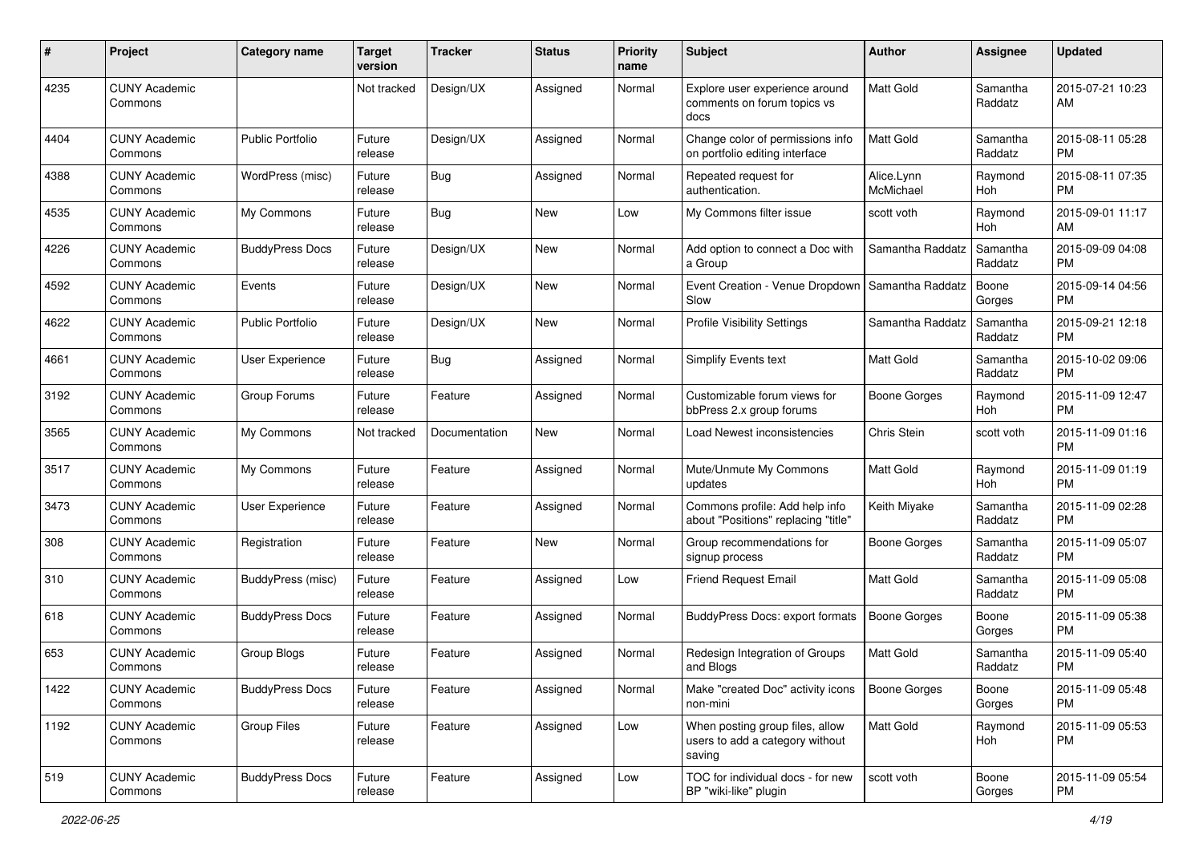| # | Project | Category name | Target version | Tracker | Status | Priority name | Subject | Author | Assignee | Updated |
|---|---|---|---|---|---|---|---|---|---|---|
| 4235 | CUNY Academic Commons | | Not tracked | Design/UX | Assigned | Normal | Explore user experience around comments on forum topics vs docs | Matt Gold | Samantha Raddatz | 2015-07-21 10:23 AM |
| 4404 | CUNY Academic Commons | Public Portfolio | Future release | Design/UX | Assigned | Normal | Change color of permissions info on portfolio editing interface | Matt Gold | Samantha Raddatz | 2015-08-11 05:28 PM |
| 4388 | CUNY Academic Commons | WordPress (misc) | Future release | Bug | Assigned | Normal | Repeated request for authentication. | Alice.Lynn McMichael | Raymond Hoh | 2015-08-11 07:35 PM |
| 4535 | CUNY Academic Commons | My Commons | Future release | Bug | New | Low | My Commons filter issue | scott voth | Raymond Hoh | 2015-09-01 11:17 AM |
| 4226 | CUNY Academic Commons | BuddyPress Docs | Future release | Design/UX | New | Normal | Add option to connect a Doc with a Group | Samantha Raddatz | Samantha Raddatz | 2015-09-09 04:08 PM |
| 4592 | CUNY Academic Commons | Events | Future release | Design/UX | New | Normal | Event Creation - Venue Dropdown Slow | Samantha Raddatz | Boone Gorges | 2015-09-14 04:56 PM |
| 4622 | CUNY Academic Commons | Public Portfolio | Future release | Design/UX | New | Normal | Profile Visibility Settings | Samantha Raddatz | Samantha Raddatz | 2015-09-21 12:18 PM |
| 4661 | CUNY Academic Commons | User Experience | Future release | Bug | Assigned | Normal | Simplify Events text | Matt Gold | Samantha Raddatz | 2015-10-02 09:06 PM |
| 3192 | CUNY Academic Commons | Group Forums | Future release | Feature | Assigned | Normal | Customizable forum views for bbPress 2.x group forums | Boone Gorges | Raymond Hoh | 2015-11-09 12:47 PM |
| 3565 | CUNY Academic Commons | My Commons | Not tracked | Documentation | New | Normal | Load Newest inconsistencies | Chris Stein | scott voth | 2015-11-09 01:16 PM |
| 3517 | CUNY Academic Commons | My Commons | Future release | Feature | Assigned | Normal | Mute/Unmute My Commons updates | Matt Gold | Raymond Hoh | 2015-11-09 01:19 PM |
| 3473 | CUNY Academic Commons | User Experience | Future release | Feature | Assigned | Normal | Commons profile: Add help info about "Positions" replacing "title" | Keith Miyake | Samantha Raddatz | 2015-11-09 02:28 PM |
| 308 | CUNY Academic Commons | Registration | Future release | Feature | New | Normal | Group recommendations for signup process | Boone Gorges | Samantha Raddatz | 2015-11-09 05:07 PM |
| 310 | CUNY Academic Commons | BuddyPress (misc) | Future release | Feature | Assigned | Low | Friend Request Email | Matt Gold | Samantha Raddatz | 2015-11-09 05:08 PM |
| 618 | CUNY Academic Commons | BuddyPress Docs | Future release | Feature | Assigned | Normal | BuddyPress Docs: export formats | Boone Gorges | Boone Gorges | 2015-11-09 05:38 PM |
| 653 | CUNY Academic Commons | Group Blogs | Future release | Feature | Assigned | Normal | Redesign Integration of Groups and Blogs | Matt Gold | Samantha Raddatz | 2015-11-09 05:40 PM |
| 1422 | CUNY Academic Commons | BuddyPress Docs | Future release | Feature | Assigned | Normal | Make "created Doc" activity icons non-mini | Boone Gorges | Boone Gorges | 2015-11-09 05:48 PM |
| 1192 | CUNY Academic Commons | Group Files | Future release | Feature | Assigned | Low | When posting group files, allow users to add a category without saving | Matt Gold | Raymond Hoh | 2015-11-09 05:53 PM |
| 519 | CUNY Academic Commons | BuddyPress Docs | Future release | Feature | Assigned | Low | TOC for individual docs - for new BP "wiki-like" plugin | scott voth | Boone Gorges | 2015-11-09 05:54 PM |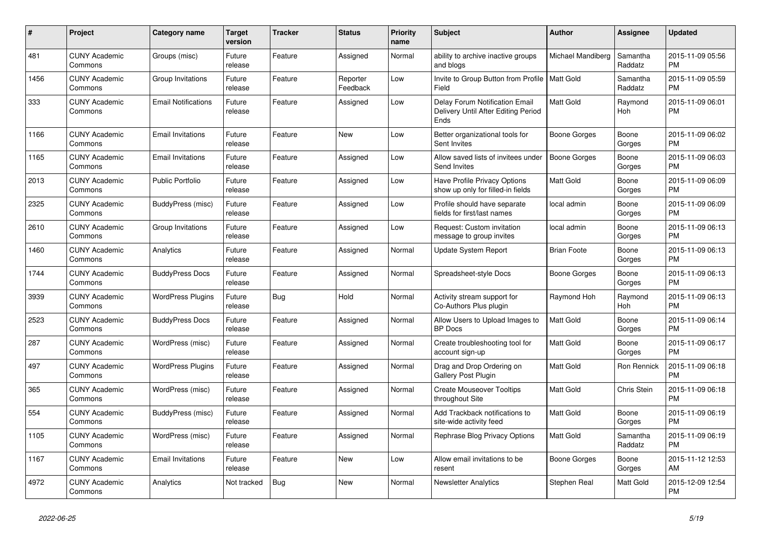| # | Project | Category name | Target version | Tracker | Status | Priority name | Subject | Author | Assignee | Updated |
|---|---|---|---|---|---|---|---|---|---|---|
| 481 | CUNY Academic Commons | Groups (misc) | Future release | Feature | Assigned | Normal | ability to archive inactive groups and blogs | Michael Mandiberg | Samantha Raddatz | 2015-11-09 05:56 PM |
| 1456 | CUNY Academic Commons | Group Invitations | Future release | Feature | Reporter Feedback | Low | Invite to Group Button from Profile Field | Matt Gold | Samantha Raddatz | 2015-11-09 05:59 PM |
| 333 | CUNY Academic Commons | Email Notifications | Future release | Feature | Assigned | Low | Delay Forum Notification Email Delivery Until After Editing Period Ends | Matt Gold | Raymond Hoh | 2015-11-09 06:01 PM |
| 1166 | CUNY Academic Commons | Email Invitations | Future release | Feature | New | Low | Better organizational tools for Sent Invites | Boone Gorges | Boone Gorges | 2015-11-09 06:02 PM |
| 1165 | CUNY Academic Commons | Email Invitations | Future release | Feature | Assigned | Low | Allow saved lists of invitees under Send Invites | Boone Gorges | Boone Gorges | 2015-11-09 06:03 PM |
| 2013 | CUNY Academic Commons | Public Portfolio | Future release | Feature | Assigned | Low | Have Profile Privacy Options show up only for filled-in fields | Matt Gold | Boone Gorges | 2015-11-09 06:09 PM |
| 2325 | CUNY Academic Commons | BuddyPress (misc) | Future release | Feature | Assigned | Low | Profile should have separate fields for first/last names | local admin | Boone Gorges | 2015-11-09 06:09 PM |
| 2610 | CUNY Academic Commons | Group Invitations | Future release | Feature | Assigned | Low | Request: Custom invitation message to group invites | local admin | Boone Gorges | 2015-11-09 06:13 PM |
| 1460 | CUNY Academic Commons | Analytics | Future release | Feature | Assigned | Normal | Update System Report | Brian Foote | Boone Gorges | 2015-11-09 06:13 PM |
| 1744 | CUNY Academic Commons | BuddyPress Docs | Future release | Feature | Assigned | Normal | Spreadsheet-style Docs | Boone Gorges | Boone Gorges | 2015-11-09 06:13 PM |
| 3939 | CUNY Academic Commons | WordPress Plugins | Future release | Bug | Hold | Normal | Activity stream support for Co-Authors Plus plugin | Raymond Hoh | Raymond Hoh | 2015-11-09 06:13 PM |
| 2523 | CUNY Academic Commons | BuddyPress Docs | Future release | Feature | Assigned | Normal | Allow Users to Upload Images to BP Docs | Matt Gold | Boone Gorges | 2015-11-09 06:14 PM |
| 287 | CUNY Academic Commons | WordPress (misc) | Future release | Feature | Assigned | Normal | Create troubleshooting tool for account sign-up | Matt Gold | Boone Gorges | 2015-11-09 06:17 PM |
| 497 | CUNY Academic Commons | WordPress Plugins | Future release | Feature | Assigned | Normal | Drag and Drop Ordering on Gallery Post Plugin | Matt Gold | Ron Rennick | 2015-11-09 06:18 PM |
| 365 | CUNY Academic Commons | WordPress (misc) | Future release | Feature | Assigned | Normal | Create Mouseover Tooltips throughout Site | Matt Gold | Chris Stein | 2015-11-09 06:18 PM |
| 554 | CUNY Academic Commons | BuddyPress (misc) | Future release | Feature | Assigned | Normal | Add Trackback notifications to site-wide activity feed | Matt Gold | Boone Gorges | 2015-11-09 06:19 PM |
| 1105 | CUNY Academic Commons | WordPress (misc) | Future release | Feature | Assigned | Normal | Rephrase Blog Privacy Options | Matt Gold | Samantha Raddatz | 2015-11-09 06:19 PM |
| 1167 | CUNY Academic Commons | Email Invitations | Future release | Feature | New | Low | Allow email invitations to be resent | Boone Gorges | Boone Gorges | 2015-11-12 12:53 AM |
| 4972 | CUNY Academic Commons | Analytics | Not tracked | Bug | New | Normal | Newsletter Analytics | Stephen Real | Matt Gold | 2015-12-09 12:54 PM |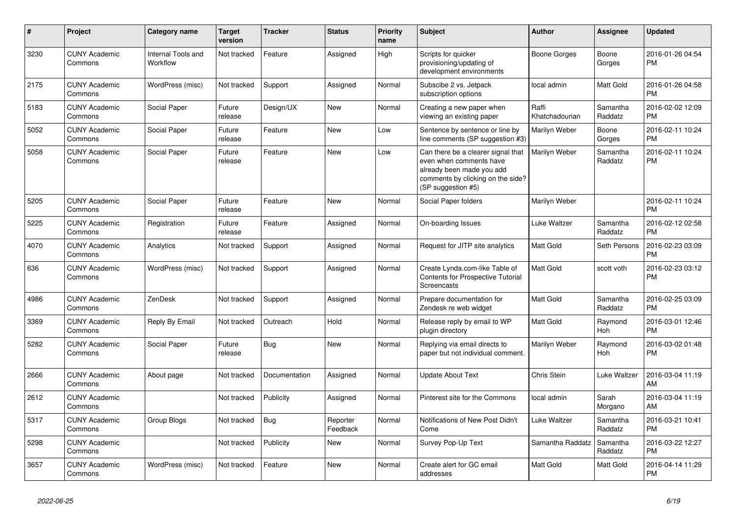| # | Project | Category name | Target version | Tracker | Status | Priority name | Subject | Author | Assignee | Updated |
|---|---|---|---|---|---|---|---|---|---|---|
| 3230 | CUNY Academic Commons | Internal Tools and Workflow | Not tracked | Feature | Assigned | High | Scripts for quicker provisioning/updating of development environments | Boone Gorges | Boone Gorges | 2016-01-26 04:54 PM |
| 2175 | CUNY Academic Commons | WordPress (misc) | Not tracked | Support | Assigned | Normal | Subscibe 2 vs. Jetpack subscription options | local admin | Matt Gold | 2016-01-26 04:58 PM |
| 5183 | CUNY Academic Commons | Social Paper | Future release | Design/UX | New | Normal | Creating a new paper when viewing an existing paper | Raffi Khatchadourian | Samantha Raddatz | 2016-02-02 12:09 PM |
| 5052 | CUNY Academic Commons | Social Paper | Future release | Feature | New | Low | Sentence by sentence or line by line comments (SP suggestion #3) | Marilyn Weber | Boone Gorges | 2016-02-11 10:24 PM |
| 5058 | CUNY Academic Commons | Social Paper | Future release | Feature | New | Low | Can there be a clearer signal that even when comments have already been made you add comments by clicking on the side? (SP suggestion #5) | Marilyn Weber | Samantha Raddatz | 2016-02-11 10:24 PM |
| 5205 | CUNY Academic Commons | Social Paper | Future release | Feature | New | Normal | Social Paper folders | Marilyn Weber | | 2016-02-11 10:24 PM |
| 5225 | CUNY Academic Commons | Registration | Future release | Feature | Assigned | Normal | On-boarding Issues | Luke Waltzer | Samantha Raddatz | 2016-02-12 02:58 PM |
| 4070 | CUNY Academic Commons | Analytics | Not tracked | Support | Assigned | Normal | Request for JITP site analytics | Matt Gold | Seth Persons | 2016-02-23 03:09 PM |
| 636 | CUNY Academic Commons | WordPress (misc) | Not tracked | Support | Assigned | Normal | Create Lynda.com-like Table of Contents for Prospective Tutorial Screencasts | Matt Gold | scott voth | 2016-02-23 03:12 PM |
| 4986 | CUNY Academic Commons | ZenDesk | Not tracked | Support | Assigned | Normal | Prepare documentation for Zendesk re web widget | Matt Gold | Samantha Raddatz | 2016-02-25 03:09 PM |
| 3369 | CUNY Academic Commons | Reply By Email | Not tracked | Outreach | Hold | Normal | Release reply by email to WP plugin directory | Matt Gold | Raymond Hoh | 2016-03-01 12:46 PM |
| 5282 | CUNY Academic Commons | Social Paper | Future release | Bug | New | Normal | Replying via email directs to paper but not individual comment. | Marilyn Weber | Raymond Hoh | 2016-03-02 01:48 PM |
| 2666 | CUNY Academic Commons | About page | Not tracked | Documentation | Assigned | Normal | Update About Text | Chris Stein | Luke Waltzer | 2016-03-04 11:19 AM |
| 2612 | CUNY Academic Commons | | Not tracked | Publicity | Assigned | Normal | Pinterest site for the Commons | local admin | Sarah Morgano | 2016-03-04 11:19 AM |
| 5317 | CUNY Academic Commons | Group Blogs | Not tracked | Bug | Reporter Feedback | Normal | Notifications of New Post Didn't Come | Luke Waltzer | Samantha Raddatz | 2016-03-21 10:41 PM |
| 5298 | CUNY Academic Commons | | Not tracked | Publicity | New | Normal | Survey Pop-Up Text | Samantha Raddatz | Samantha Raddatz | 2016-03-22 12:27 PM |
| 3657 | CUNY Academic Commons | WordPress (misc) | Not tracked | Feature | New | Normal | Create alert for GC email addresses | Matt Gold | Matt Gold | 2016-04-14 11:29 PM |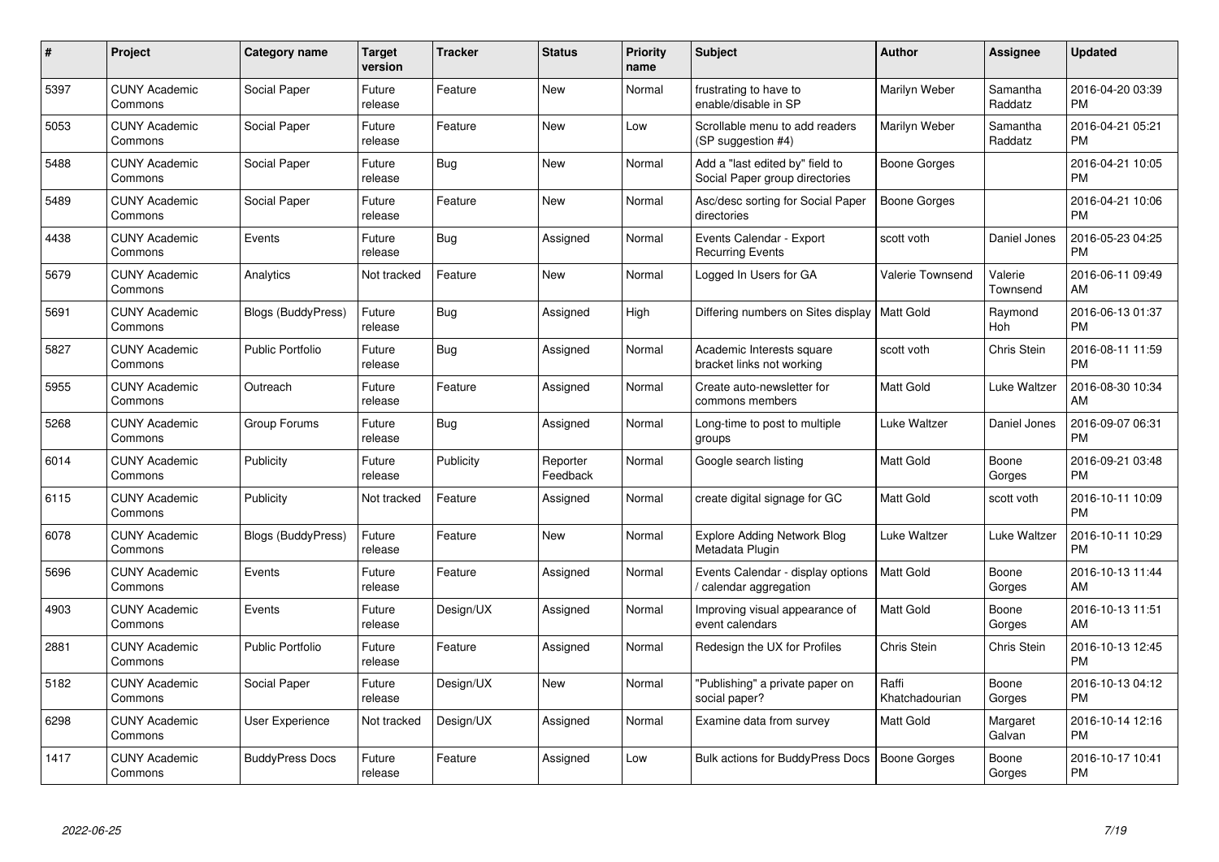| # | Project | Category name | Target version | Tracker | Status | Priority name | Subject | Author | Assignee | Updated |
|---|---|---|---|---|---|---|---|---|---|---|
| 5397 | CUNY Academic Commons | Social Paper | Future release | Feature | New | Normal | frustrating to have to enable/disable in SP | Marilyn Weber | Samantha Raddatz | 2016-04-20 03:39 PM |
| 5053 | CUNY Academic Commons | Social Paper | Future release | Feature | New | Low | Scrollable menu to add readers (SP suggestion #4) | Marilyn Weber | Samantha Raddatz | 2016-04-21 05:21 PM |
| 5488 | CUNY Academic Commons | Social Paper | Future release | Bug | New | Normal | Add a "last edited by" field to Social Paper group directories | Boone Gorges | | 2016-04-21 10:05 PM |
| 5489 | CUNY Academic Commons | Social Paper | Future release | Feature | New | Normal | Asc/desc sorting for Social Paper directories | Boone Gorges | | 2016-04-21 10:06 PM |
| 4438 | CUNY Academic Commons | Events | Future release | Bug | Assigned | Normal | Events Calendar - Export Recurring Events | scott voth | Daniel Jones | 2016-05-23 04:25 PM |
| 5679 | CUNY Academic Commons | Analytics | Not tracked | Feature | New | Normal | Logged In Users for GA | Valerie Townsend | Valerie Townsend | 2016-06-11 09:49 AM |
| 5691 | CUNY Academic Commons | Blogs (BuddyPress) | Future release | Bug | Assigned | High | Differing numbers on Sites display | Matt Gold | Raymond Hoh | 2016-06-13 01:37 PM |
| 5827 | CUNY Academic Commons | Public Portfolio | Future release | Bug | Assigned | Normal | Academic Interests square bracket links not working | scott voth | Chris Stein | 2016-08-11 11:59 PM |
| 5955 | CUNY Academic Commons | Outreach | Future release | Feature | Assigned | Normal | Create auto-newsletter for commons members | Matt Gold | Luke Waltzer | 2016-08-30 10:34 AM |
| 5268 | CUNY Academic Commons | Group Forums | Future release | Bug | Assigned | Normal | Long-time to post to multiple groups | Luke Waltzer | Daniel Jones | 2016-09-07 06:31 PM |
| 6014 | CUNY Academic Commons | Publicity | Future release | Publicity | Reporter Feedback | Normal | Google search listing | Matt Gold | Boone Gorges | 2016-09-21 03:48 PM |
| 6115 | CUNY Academic Commons | Publicity | Not tracked | Feature | Assigned | Normal | create digital signage for GC | Matt Gold | scott voth | 2016-10-11 10:09 PM |
| 6078 | CUNY Academic Commons | Blogs (BuddyPress) | Future release | Feature | New | Normal | Explore Adding Network Blog Metadata Plugin | Luke Waltzer | Luke Waltzer | 2016-10-11 10:29 PM |
| 5696 | CUNY Academic Commons | Events | Future release | Feature | Assigned | Normal | Events Calendar - display options / calendar aggregation | Matt Gold | Boone Gorges | 2016-10-13 11:44 AM |
| 4903 | CUNY Academic Commons | Events | Future release | Design/UX | Assigned | Normal | Improving visual appearance of event calendars | Matt Gold | Boone Gorges | 2016-10-13 11:51 AM |
| 2881 | CUNY Academic Commons | Public Portfolio | Future release | Feature | Assigned | Normal | Redesign the UX for Profiles | Chris Stein | Chris Stein | 2016-10-13 12:45 PM |
| 5182 | CUNY Academic Commons | Social Paper | Future release | Design/UX | New | Normal | "Publishing" a private paper on social paper? | Raffi Khatchadourian | Boone Gorges | 2016-10-13 04:12 PM |
| 6298 | CUNY Academic Commons | User Experience | Not tracked | Design/UX | Assigned | Normal | Examine data from survey | Matt Gold | Margaret Galvan | 2016-10-14 12:16 PM |
| 1417 | CUNY Academic Commons | BuddyPress Docs | Future release | Feature | Assigned | Low | Bulk actions for BuddyPress Docs | Boone Gorges | Boone Gorges | 2016-10-17 10:41 PM |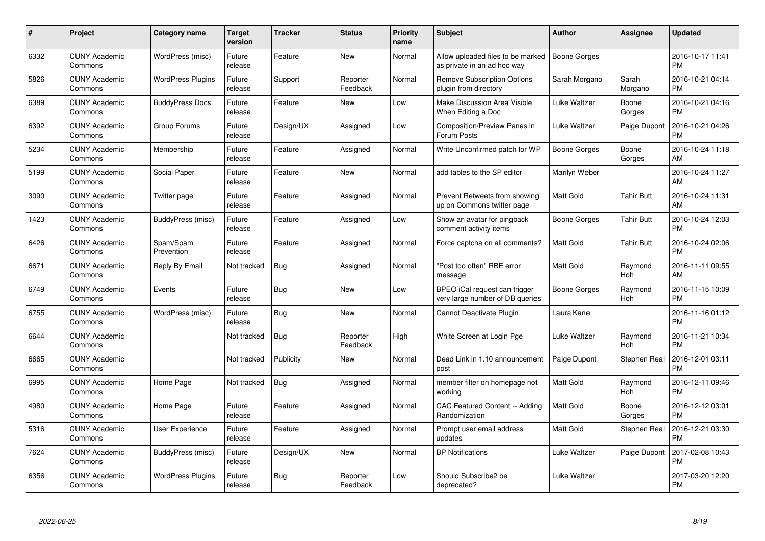| # | Project | Category name | Target version | Tracker | Status | Priority name | Subject | Author | Assignee | Updated |
|---|---|---|---|---|---|---|---|---|---|---|
| 6332 | CUNY Academic Commons | WordPress (misc) | Future release | Feature | New | Normal | Allow uploaded files to be marked as private in an ad hoc way | Boone Gorges | | 2016-10-17 11:41 PM |
| 5826 | CUNY Academic Commons | WordPress Plugins | Future release | Support | Reporter Feedback | Normal | Remove Subscription Options plugin from directory | Sarah Morgano | Sarah Morgano | 2016-10-21 04:14 PM |
| 6389 | CUNY Academic Commons | BuddyPress Docs | Future release | Feature | New | Low | Make Discussion Area Visible When Editing a Doc | Luke Waltzer | Boone Gorges | 2016-10-21 04:16 PM |
| 6392 | CUNY Academic Commons | Group Forums | Future release | Design/UX | Assigned | Low | Composition/Preview Panes in Forum Posts | Luke Waltzer | Paige Dupont | 2016-10-21 04:26 PM |
| 5234 | CUNY Academic Commons | Membership | Future release | Feature | Assigned | Normal | Write Unconfirmed patch for WP | Boone Gorges | Boone Gorges | 2016-10-24 11:18 AM |
| 5199 | CUNY Academic Commons | Social Paper | Future release | Feature | New | Normal | add tables to the SP editor | Marilyn Weber | | 2016-10-24 11:27 AM |
| 3090 | CUNY Academic Commons | Twitter page | Future release | Feature | Assigned | Normal | Prevent Retweets from showing up on Commons twitter page | Matt Gold | Tahir Butt | 2016-10-24 11:31 AM |
| 1423 | CUNY Academic Commons | BuddyPress (misc) | Future release | Feature | Assigned | Low | Show an avatar for pingback comment activity items | Boone Gorges | Tahir Butt | 2016-10-24 12:03 PM |
| 6426 | CUNY Academic Commons | Spam/Spam Prevention | Future release | Feature | Assigned | Normal | Force captcha on all comments? | Matt Gold | Tahir Butt | 2016-10-24 02:06 PM |
| 6671 | CUNY Academic Commons | Reply By Email | Not tracked | Bug | Assigned | Normal | "Post too often" RBE error message | Matt Gold | Raymond Hoh | 2016-11-11 09:55 AM |
| 6749 | CUNY Academic Commons | Events | Future release | Bug | New | Low | BPEO iCal request can trigger very large number of DB queries | Boone Gorges | Raymond Hoh | 2016-11-15 10:09 PM |
| 6755 | CUNY Academic Commons | WordPress (misc) | Future release | Bug | New | Normal | Cannot Deactivate Plugin | Laura Kane | | 2016-11-16 01:12 PM |
| 6644 | CUNY Academic Commons | | Not tracked | Bug | Reporter Feedback | High | White Screen at Login Pge | Luke Waltzer | Raymond Hoh | 2016-11-21 10:34 PM |
| 6665 | CUNY Academic Commons | | Not tracked | Publicity | New | Normal | Dead Link in 1.10 announcement post | Paige Dupont | Stephen Real | 2016-12-01 03:11 PM |
| 6995 | CUNY Academic Commons | Home Page | Not tracked | Bug | Assigned | Normal | member filter on homepage not working | Matt Gold | Raymond Hoh | 2016-12-11 09:46 PM |
| 4980 | CUNY Academic Commons | Home Page | Future release | Feature | Assigned | Normal | CAC Featured Content -- Adding Randomization | Matt Gold | Boone Gorges | 2016-12-12 03:01 PM |
| 5316 | CUNY Academic Commons | User Experience | Future release | Feature | Assigned | Normal | Prompt user email address updates | Matt Gold | Stephen Real | 2016-12-21 03:30 PM |
| 7624 | CUNY Academic Commons | BuddyPress (misc) | Future release | Design/UX | New | Normal | BP Notifications | Luke Waltzer | Paige Dupont | 2017-02-08 10:43 PM |
| 6356 | CUNY Academic Commons | WordPress Plugins | Future release | Bug | Reporter Feedback | Low | Should Subscribe2 be deprecated? | Luke Waltzer | | 2017-03-20 12:20 PM |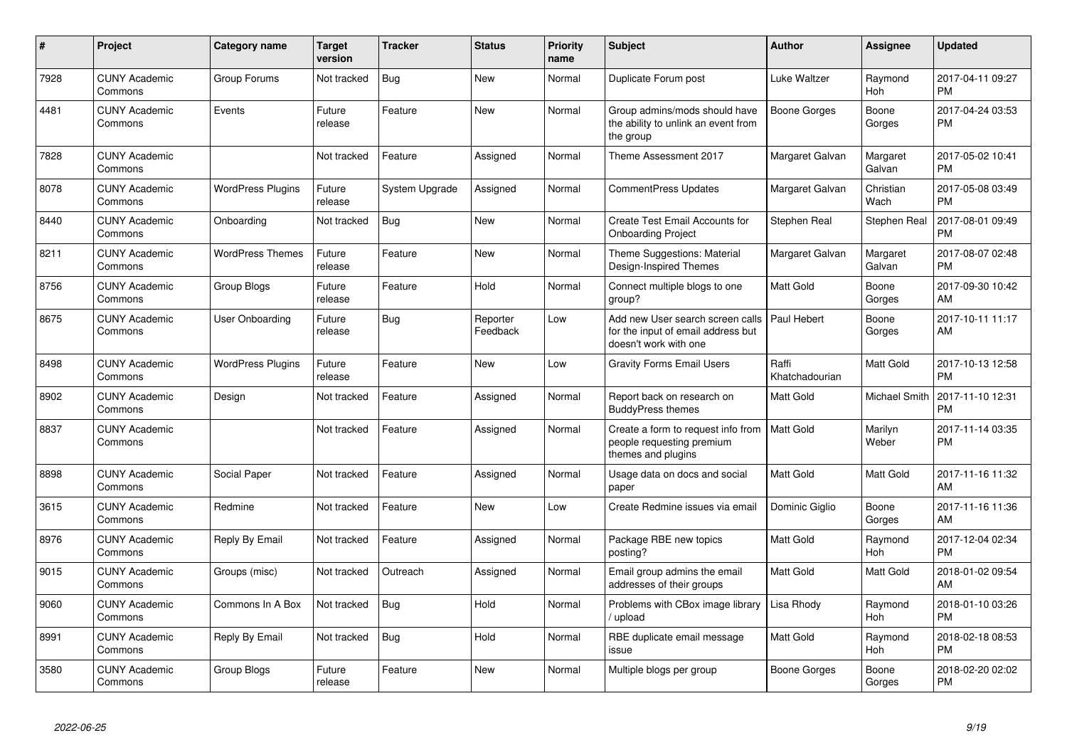| # | Project | Category name | Target version | Tracker | Status | Priority name | Subject | Author | Assignee | Updated |
|---|---|---|---|---|---|---|---|---|---|---|
| 7928 | CUNY Academic Commons | Group Forums | Not tracked | Bug | New | Normal | Duplicate Forum post | Luke Waltzer | Raymond Hoh | 2017-04-11 09:27 PM |
| 4481 | CUNY Academic Commons | Events | Future release | Feature | New | Normal | Group admins/mods should have the ability to unlink an event from the group | Boone Gorges | Boone Gorges | 2017-04-24 03:53 PM |
| 7828 | CUNY Academic Commons | | Not tracked | Feature | Assigned | Normal | Theme Assessment 2017 | Margaret Galvan | Margaret Galvan | 2017-05-02 10:41 PM |
| 8078 | CUNY Academic Commons | WordPress Plugins | Future release | System Upgrade | Assigned | Normal | CommentPress Updates | Margaret Galvan | Christian Wach | 2017-05-08 03:49 PM |
| 8440 | CUNY Academic Commons | Onboarding | Not tracked | Bug | New | Normal | Create Test Email Accounts for Onboarding Project | Stephen Real | Stephen Real | 2017-08-01 09:49 PM |
| 8211 | CUNY Academic Commons | WordPress Themes | Future release | Feature | New | Normal | Theme Suggestions: Material Design-Inspired Themes | Margaret Galvan | Margaret Galvan | 2017-08-07 02:48 PM |
| 8756 | CUNY Academic Commons | Group Blogs | Future release | Feature | Hold | Normal | Connect multiple blogs to one group? | Matt Gold | Boone Gorges | 2017-09-30 10:42 AM |
| 8675 | CUNY Academic Commons | User Onboarding | Future release | Bug | Reporter Feedback | Low | Add new User search screen calls for the input of email address but doesn't work with one | Paul Hebert | Boone Gorges | 2017-10-11 11:17 AM |
| 8498 | CUNY Academic Commons | WordPress Plugins | Future release | Feature | New | Low | Gravity Forms Email Users | Raffi Khatchadourian | Matt Gold | 2017-10-13 12:58 PM |
| 8902 | CUNY Academic Commons | Design | Not tracked | Feature | Assigned | Normal | Report back on research on BuddyPress themes | Matt Gold | Michael Smith | 2017-11-10 12:31 PM |
| 8837 | CUNY Academic Commons | | Not tracked | Feature | Assigned | Normal | Create a form to request info from people requesting premium themes and plugins | Matt Gold | Marilyn Weber | 2017-11-14 03:35 PM |
| 8898 | CUNY Academic Commons | Social Paper | Not tracked | Feature | Assigned | Normal | Usage data on docs and social paper | Matt Gold | Matt Gold | 2017-11-16 11:32 AM |
| 3615 | CUNY Academic Commons | Redmine | Not tracked | Feature | New | Low | Create Redmine issues via email | Dominic Giglio | Boone Gorges | 2017-11-16 11:36 AM |
| 8976 | CUNY Academic Commons | Reply By Email | Not tracked | Feature | Assigned | Normal | Package RBE new topics posting? | Matt Gold | Raymond Hoh | 2017-12-04 02:34 PM |
| 9015 | CUNY Academic Commons | Groups (misc) | Not tracked | Outreach | Assigned | Normal | Email group admins the email addresses of their groups | Matt Gold | Matt Gold | 2018-01-02 09:54 AM |
| 9060 | CUNY Academic Commons | Commons In A Box | Not tracked | Bug | Hold | Normal | Problems with CBox image library / upload | Lisa Rhody | Raymond Hoh | 2018-01-10 03:26 PM |
| 8991 | CUNY Academic Commons | Reply By Email | Not tracked | Bug | Hold | Normal | RBE duplicate email message issue | Matt Gold | Raymond Hoh | 2018-02-18 08:53 PM |
| 3580 | CUNY Academic Commons | Group Blogs | Future release | Feature | New | Normal | Multiple blogs per group | Boone Gorges | Boone Gorges | 2018-02-20 02:02 PM |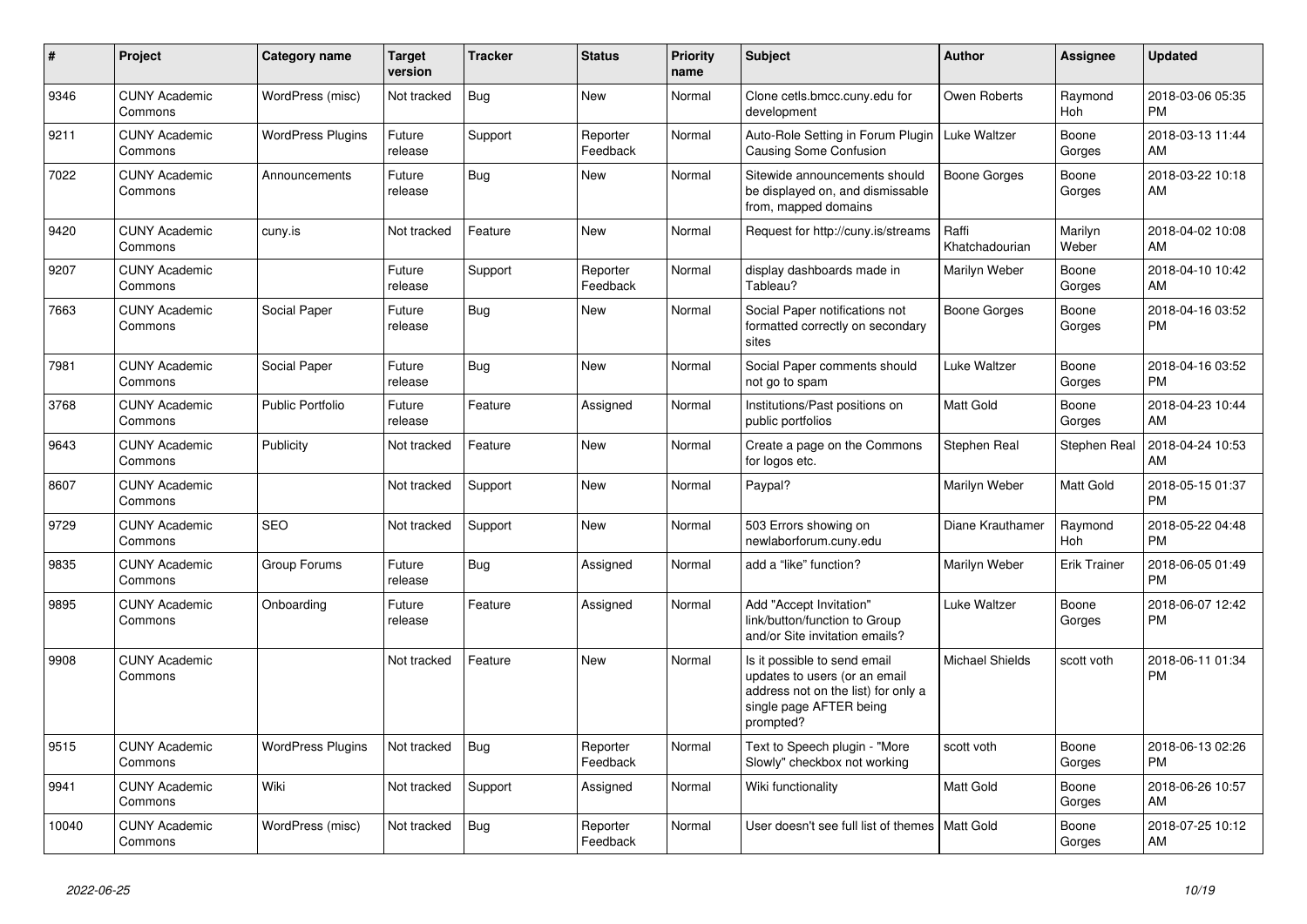| # | Project | Category name | Target version | Tracker | Status | Priority name | Subject | Author | Assignee | Updated |
|---|---|---|---|---|---|---|---|---|---|---|
| 9346 | CUNY Academic Commons | WordPress (misc) | Not tracked | Bug | New | Normal | Clone cetls.bmcc.cuny.edu for development | Owen Roberts | Raymond Hoh | 2018-03-06 05:35 PM |
| 9211 | CUNY Academic Commons | WordPress Plugins | Future release | Support | Reporter Feedback | Normal | Auto-Role Setting in Forum Plugin Causing Some Confusion | Luke Waltzer | Boone Gorges | 2018-03-13 11:44 AM |
| 7022 | CUNY Academic Commons | Announcements | Future release | Bug | New | Normal | Sitewide announcements should be displayed on, and dismissable from, mapped domains | Boone Gorges | Boone Gorges | 2018-03-22 10:18 AM |
| 9420 | CUNY Academic Commons | cuny.is | Not tracked | Feature | New | Normal | Request for http://cuny.is/streams | Raffi Khatchadourian | Marilyn Weber | 2018-04-02 10:08 AM |
| 9207 | CUNY Academic Commons | | Future release | Support | Reporter Feedback | Normal | display dashboards made in Tableau? | Marilyn Weber | Boone Gorges | 2018-04-10 10:42 AM |
| 7663 | CUNY Academic Commons | Social Paper | Future release | Bug | New | Normal | Social Paper notifications not formatted correctly on secondary sites | Boone Gorges | Boone Gorges | 2018-04-16 03:52 PM |
| 7981 | CUNY Academic Commons | Social Paper | Future release | Bug | New | Normal | Social Paper comments should not go to spam | Luke Waltzer | Boone Gorges | 2018-04-16 03:52 PM |
| 3768 | CUNY Academic Commons | Public Portfolio | Future release | Feature | Assigned | Normal | Institutions/Past positions on public portfolios | Matt Gold | Boone Gorges | 2018-04-23 10:44 AM |
| 9643 | CUNY Academic Commons | Publicity | Not tracked | Feature | New | Normal | Create a page on the Commons for logos etc. | Stephen Real | Stephen Real | 2018-04-24 10:53 AM |
| 8607 | CUNY Academic Commons | | Not tracked | Support | New | Normal | Paypal? | Marilyn Weber | Matt Gold | 2018-05-15 01:37 PM |
| 9729 | CUNY Academic Commons | SEO | Not tracked | Support | New | Normal | 503 Errors showing on newlaborforum.cuny.edu | Diane Krauthamer | Raymond Hoh | 2018-05-22 04:48 PM |
| 9835 | CUNY Academic Commons | Group Forums | Future release | Bug | Assigned | Normal | add a "like" function? | Marilyn Weber | Erik Trainer | 2018-06-05 01:49 PM |
| 9895 | CUNY Academic Commons | Onboarding | Future release | Feature | Assigned | Normal | Add "Accept Invitation" link/button/function to Group and/or Site invitation emails? | Luke Waltzer | Boone Gorges | 2018-06-07 12:42 PM |
| 9908 | CUNY Academic Commons | | Not tracked | Feature | New | Normal | Is it possible to send email updates to users (or an email address not on the list) for only a single page AFTER being prompted? | Michael Shields | scott voth | 2018-06-11 01:34 PM |
| 9515 | CUNY Academic Commons | WordPress Plugins | Not tracked | Bug | Reporter Feedback | Normal | Text to Speech plugin - "More Slowly" checkbox not working | scott voth | Boone Gorges | 2018-06-13 02:26 PM |
| 9941 | CUNY Academic Commons | Wiki | Not tracked | Support | Assigned | Normal | Wiki functionality | Matt Gold | Boone Gorges | 2018-06-26 10:57 AM |
| 10040 | CUNY Academic Commons | WordPress (misc) | Not tracked | Bug | Reporter Feedback | Normal | User doesn't see full list of themes | Matt Gold | Boone Gorges | 2018-07-25 10:12 AM |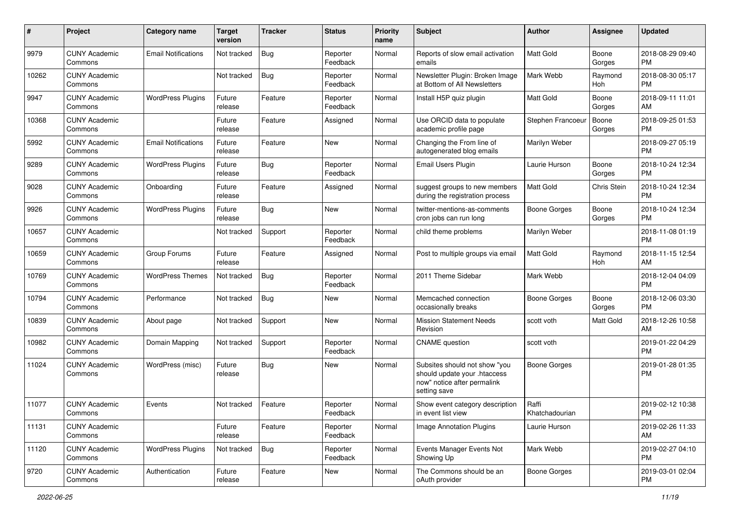| # | Project | Category name | Target version | Tracker | Status | Priority name | Subject | Author | Assignee | Updated |
|---|---|---|---|---|---|---|---|---|---|---|
| 9979 | CUNY Academic Commons | Email Notifications | Not tracked | Bug | Reporter Feedback | Normal | Reports of slow email activation emails | Matt Gold | Boone Gorges | 2018-08-29 09:40 PM |
| 10262 | CUNY Academic Commons | | Not tracked | Bug | Reporter Feedback | Normal | Newsletter Plugin: Broken Image at Bottom of All Newsletters | Mark Webb | Raymond Hoh | 2018-08-30 05:17 PM |
| 9947 | CUNY Academic Commons | WordPress Plugins | Future release | Feature | Reporter Feedback | Normal | Install H5P quiz plugin | Matt Gold | Boone Gorges | 2018-09-11 11:01 AM |
| 10368 | CUNY Academic Commons | | Future release | Feature | Assigned | Normal | Use ORCID data to populate academic profile page | Stephen Francoeur | Boone Gorges | 2018-09-25 01:53 PM |
| 5992 | CUNY Academic Commons | Email Notifications | Future release | Feature | New | Normal | Changing the From line of autogenerated blog emails | Marilyn Weber | | 2018-09-27 05:19 PM |
| 9289 | CUNY Academic Commons | WordPress Plugins | Future release | Bug | Reporter Feedback | Normal | Email Users Plugin | Laurie Hurson | Boone Gorges | 2018-10-24 12:34 PM |
| 9028 | CUNY Academic Commons | Onboarding | Future release | Feature | Assigned | Normal | suggest groups to new members during the registration process | Matt Gold | Chris Stein | 2018-10-24 12:34 PM |
| 9926 | CUNY Academic Commons | WordPress Plugins | Future release | Bug | New | Normal | twitter-mentions-as-comments cron jobs can run long | Boone Gorges | Boone Gorges | 2018-10-24 12:34 PM |
| 10657 | CUNY Academic Commons | | Not tracked | Support | Reporter Feedback | Normal | child theme problems | Marilyn Weber | | 2018-11-08 01:19 PM |
| 10659 | CUNY Academic Commons | Group Forums | Future release | Feature | Assigned | Normal | Post to multiple groups via email | Matt Gold | Raymond Hoh | 2018-11-15 12:54 AM |
| 10769 | CUNY Academic Commons | WordPress Themes | Not tracked | Bug | Reporter Feedback | Normal | 2011 Theme Sidebar | Mark Webb | | 2018-12-04 04:09 PM |
| 10794 | CUNY Academic Commons | Performance | Not tracked | Bug | New | Normal | Memcached connection occasionally breaks | Boone Gorges | Boone Gorges | 2018-12-06 03:30 PM |
| 10839 | CUNY Academic Commons | About page | Not tracked | Support | New | Normal | Mission Statement Needs Revision | scott voth | Matt Gold | 2018-12-26 10:58 AM |
| 10982 | CUNY Academic Commons | Domain Mapping | Not tracked | Support | Reporter Feedback | Normal | CNAME question | scott voth | | 2019-01-22 04:29 PM |
| 11024 | CUNY Academic Commons | WordPress (misc) | Future release | Bug | New | Normal | Subsites should not show "you should update your .htaccess now" notice after permalink setting save | Boone Gorges | | 2019-01-28 01:35 PM |
| 11077 | CUNY Academic Commons | Events | Not tracked | Feature | Reporter Feedback | Normal | Show event category description in event list view | Raffi Khatchadourian | | 2019-02-12 10:38 PM |
| 11131 | CUNY Academic Commons | | Future release | Feature | Reporter Feedback | Normal | Image Annotation Plugins | Laurie Hurson | | 2019-02-26 11:33 AM |
| 11120 | CUNY Academic Commons | WordPress Plugins | Not tracked | Bug | Reporter Feedback | Normal | Events Manager Events Not Showing Up | Mark Webb | | 2019-02-27 04:10 PM |
| 9720 | CUNY Academic Commons | Authentication | Future release | Feature | New | Normal | The Commons should be an oAuth provider | Boone Gorges | | 2019-03-01 02:04 PM |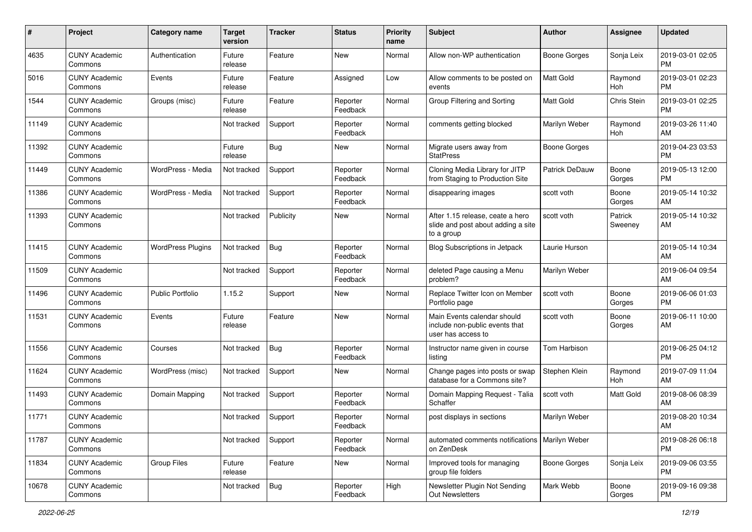| # | Project | Category name | Target version | Tracker | Status | Priority name | Subject | Author | Assignee | Updated |
|---|---|---|---|---|---|---|---|---|---|---|
| 4635 | CUNY Academic Commons | Authentication | Future release | Feature | New | Normal | Allow non-WP authentication | Boone Gorges | Sonja Leix | 2019-03-01 02:05 PM |
| 5016 | CUNY Academic Commons | Events | Future release | Feature | Assigned | Low | Allow comments to be posted on events | Matt Gold | Raymond Hoh | 2019-03-01 02:23 PM |
| 1544 | CUNY Academic Commons | Groups (misc) | Future release | Feature | Reporter Feedback | Normal | Group Filtering and Sorting | Matt Gold | Chris Stein | 2019-03-01 02:25 PM |
| 11149 | CUNY Academic Commons | | Not tracked | Support | Reporter Feedback | Normal | comments getting blocked | Marilyn Weber | Raymond Hoh | 2019-03-26 11:40 AM |
| 11392 | CUNY Academic Commons | | Future release | Bug | New | Normal | Migrate users away from StatPress | Boone Gorges | | 2019-04-23 03:53 PM |
| 11449 | CUNY Academic Commons | WordPress - Media | Not tracked | Support | Reporter Feedback | Normal | Cloning Media Library for JITP from Staging to Production Site | Patrick DeDauw | Boone Gorges | 2019-05-13 12:00 PM |
| 11386 | CUNY Academic Commons | WordPress - Media | Not tracked | Support | Reporter Feedback | Normal | disappearing images | scott voth | Boone Gorges | 2019-05-14 10:32 AM |
| 11393 | CUNY Academic Commons | | Not tracked | Publicity | New | Normal | After 1.15 release, ceate a hero slide and post about adding a site to a group | scott voth | Patrick Sweeney | 2019-05-14 10:32 AM |
| 11415 | CUNY Academic Commons | WordPress Plugins | Not tracked | Bug | Reporter Feedback | Normal | Blog Subscriptions in Jetpack | Laurie Hurson | | 2019-05-14 10:34 AM |
| 11509 | CUNY Academic Commons | | Not tracked | Support | Reporter Feedback | Normal | deleted Page causing a Menu problem? | Marilyn Weber | | 2019-06-04 09:54 AM |
| 11496 | CUNY Academic Commons | Public Portfolio | 1.15.2 | Support | New | Normal | Replace Twitter Icon on Member Portfolio page | scott voth | Boone Gorges | 2019-06-06 01:03 PM |
| 11531 | CUNY Academic Commons | Events | Future release | Feature | New | Normal | Main Events calendar should include non-public events that user has access to | scott voth | Boone Gorges | 2019-06-11 10:00 AM |
| 11556 | CUNY Academic Commons | Courses | Not tracked | Bug | Reporter Feedback | Normal | Instructor name given in course listing | Tom Harbison | | 2019-06-25 04:12 PM |
| 11624 | CUNY Academic Commons | WordPress (misc) | Not tracked | Support | New | Normal | Change pages into posts or swap database for a Commons site? | Stephen Klein | Raymond Hoh | 2019-07-09 11:04 AM |
| 11493 | CUNY Academic Commons | Domain Mapping | Not tracked | Support | Reporter Feedback | Normal | Domain Mapping Request - Talia Schaffer | scott voth | Matt Gold | 2019-08-06 08:39 AM |
| 11771 | CUNY Academic Commons | | Not tracked | Support | Reporter Feedback | Normal | post displays in sections | Marilyn Weber | | 2019-08-20 10:34 AM |
| 11787 | CUNY Academic Commons | | Not tracked | Support | Reporter Feedback | Normal | automated comments notifications on ZenDesk | Marilyn Weber | | 2019-08-26 06:18 PM |
| 11834 | CUNY Academic Commons | Group Files | Future release | Feature | New | Normal | Improved tools for managing group file folders | Boone Gorges | Sonja Leix | 2019-09-06 03:55 PM |
| 10678 | CUNY Academic Commons | | Not tracked | Bug | Reporter Feedback | High | Newsletter Plugin Not Sending Out Newsletters | Mark Webb | Boone Gorges | 2019-09-16 09:38 PM |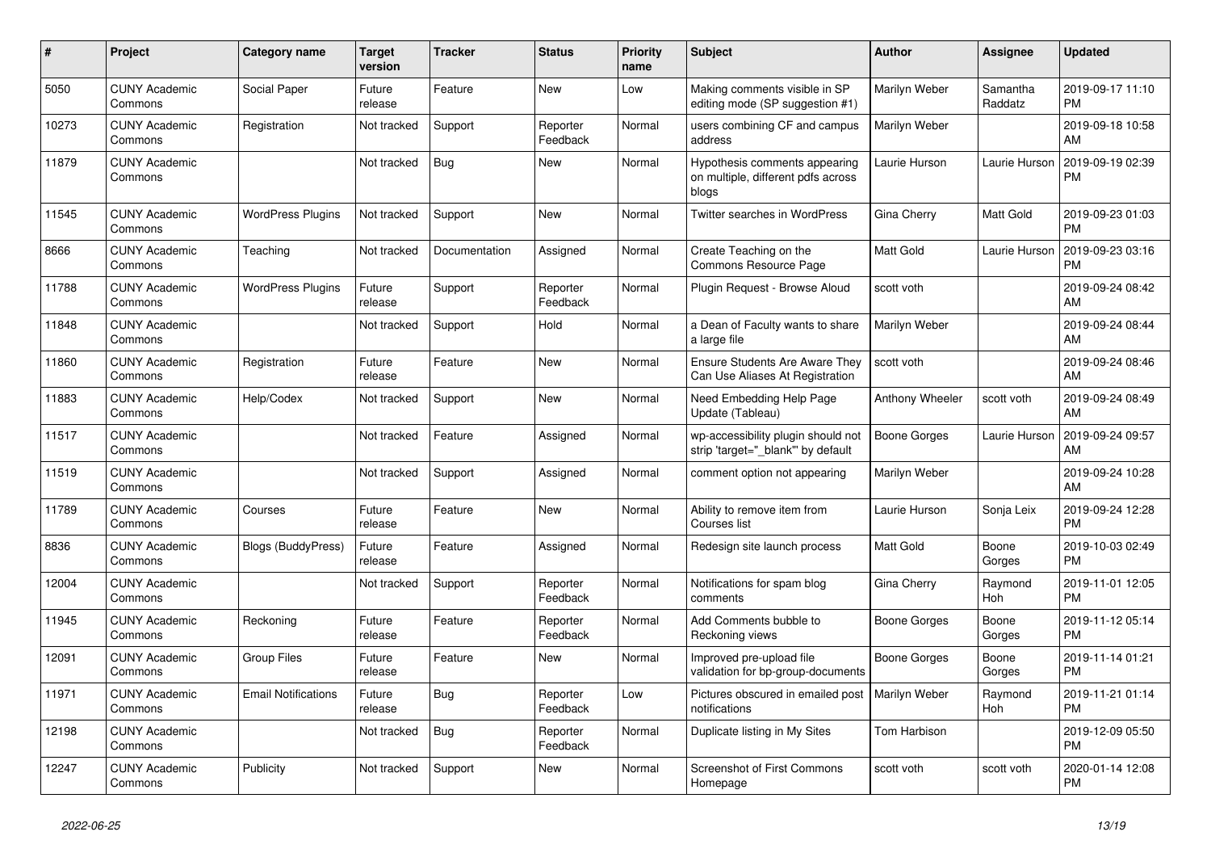| # | Project | Category name | Target version | Tracker | Status | Priority name | Subject | Author | Assignee | Updated |
|---|---|---|---|---|---|---|---|---|---|---|
| 5050 | CUNY Academic Commons | Social Paper | Future release | Feature | New | Low | Making comments visible in SP editing mode (SP suggestion #1) | Marilyn Weber | Samantha Raddatz | 2019-09-17 11:10 PM |
| 10273 | CUNY Academic Commons | Registration | Not tracked | Support | Reporter Feedback | Normal | users combining CF and campus address | Marilyn Weber | | 2019-09-18 10:58 AM |
| 11879 | CUNY Academic Commons | | Not tracked | Bug | New | Normal | Hypothesis comments appearing on multiple, different pdfs across blogs | Laurie Hurson | Laurie Hurson | 2019-09-19 02:39 PM |
| 11545 | CUNY Academic Commons | WordPress Plugins | Not tracked | Support | New | Normal | Twitter searches in WordPress | Gina Cherry | Matt Gold | 2019-09-23 01:03 PM |
| 8666 | CUNY Academic Commons | Teaching | Not tracked | Documentation | Assigned | Normal | Create Teaching on the Commons Resource Page | Matt Gold | Laurie Hurson | 2019-09-23 03:16 PM |
| 11788 | CUNY Academic Commons | WordPress Plugins | Future release | Support | Reporter Feedback | Normal | Plugin Request - Browse Aloud | scott voth | | 2019-09-24 08:42 AM |
| 11848 | CUNY Academic Commons | | Not tracked | Support | Hold | Normal | a Dean of Faculty wants to share a large file | Marilyn Weber | | 2019-09-24 08:44 AM |
| 11860 | CUNY Academic Commons | Registration | Future release | Feature | New | Normal | Ensure Students Are Aware They Can Use Aliases At Registration | scott voth | | 2019-09-24 08:46 AM |
| 11883 | CUNY Academic Commons | Help/Codex | Not tracked | Support | New | Normal | Need Embedding Help Page Update (Tableau) | Anthony Wheeler | scott voth | 2019-09-24 08:49 AM |
| 11517 | CUNY Academic Commons | | Not tracked | Feature | Assigned | Normal | wp-accessibility plugin should not strip 'target="_blank"' by default | Boone Gorges | Laurie Hurson | 2019-09-24 09:57 AM |
| 11519 | CUNY Academic Commons | | Not tracked | Support | Assigned | Normal | comment option not appearing | Marilyn Weber | | 2019-09-24 10:28 AM |
| 11789 | CUNY Academic Commons | Courses | Future release | Feature | New | Normal | Ability to remove item from Courses list | Laurie Hurson | Sonja Leix | 2019-09-24 12:28 PM |
| 8836 | CUNY Academic Commons | Blogs (BuddyPress) | Future release | Feature | Assigned | Normal | Redesign site launch process | Matt Gold | Boone Gorges | 2019-10-03 02:49 PM |
| 12004 | CUNY Academic Commons | | Not tracked | Support | Reporter Feedback | Normal | Notifications for spam blog comments | Gina Cherry | Raymond Hoh | 2019-11-01 12:05 PM |
| 11945 | CUNY Academic Commons | Reckoning | Future release | Feature | Reporter Feedback | Normal | Add Comments bubble to Reckoning views | Boone Gorges | Boone Gorges | 2019-11-12 05:14 PM |
| 12091 | CUNY Academic Commons | Group Files | Future release | Feature | New | Normal | Improved pre-upload file validation for bp-group-documents | Boone Gorges | Boone Gorges | 2019-11-14 01:21 PM |
| 11971 | CUNY Academic Commons | Email Notifications | Future release | Bug | Reporter Feedback | Low | Pictures obscured in emailed post notifications | Marilyn Weber | Raymond Hoh | 2019-11-21 01:14 PM |
| 12198 | CUNY Academic Commons | | Not tracked | Bug | Reporter Feedback | Normal | Duplicate listing in My Sites | Tom Harbison | | 2019-12-09 05:50 PM |
| 12247 | CUNY Academic Commons | Publicity | Not tracked | Support | New | Normal | Screenshot of First Commons Homepage | scott voth | scott voth | 2020-01-14 12:08 PM |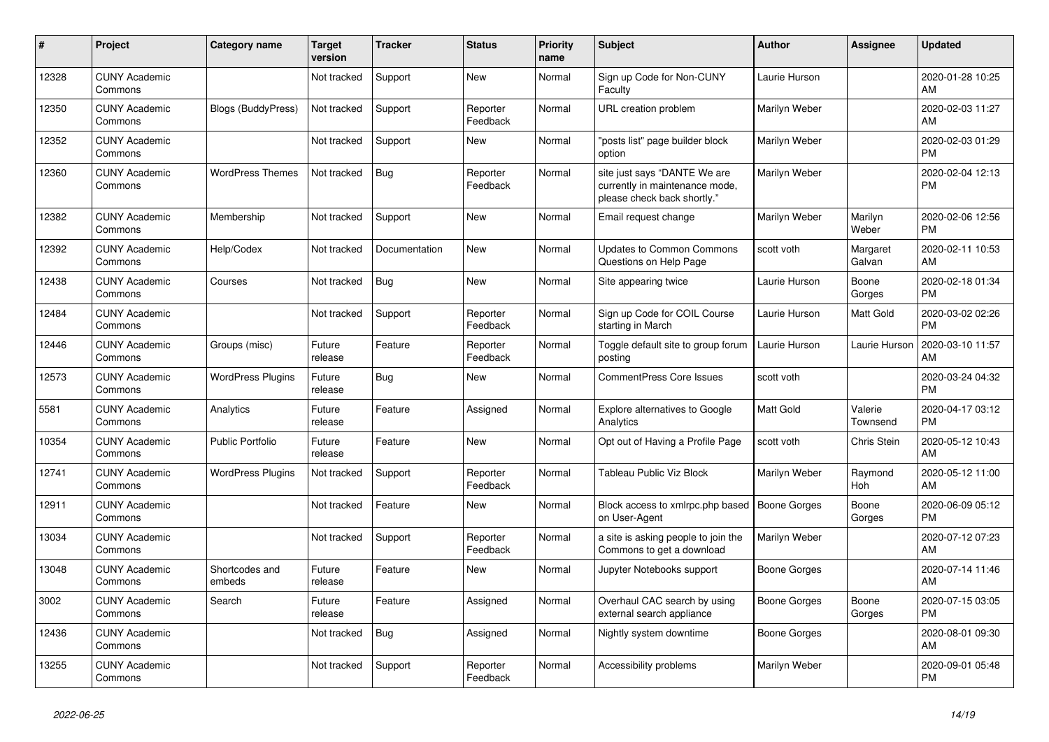| # | Project | Category name | Target version | Tracker | Status | Priority name | Subject | Author | Assignee | Updated |
|---|---|---|---|---|---|---|---|---|---|---|
| 12328 | CUNY Academic Commons | | Not tracked | Support | New | Normal | Sign up Code for Non-CUNY Faculty | Laurie Hurson | | 2020-01-28 10:25 AM |
| 12350 | CUNY Academic Commons | Blogs (BuddyPress) | Not tracked | Support | Reporter Feedback | Normal | URL creation problem | Marilyn Weber | | 2020-02-03 11:27 AM |
| 12352 | CUNY Academic Commons | | Not tracked | Support | New | Normal | "posts list" page builder block option | Marilyn Weber | | 2020-02-03 01:29 PM |
| 12360 | CUNY Academic Commons | WordPress Themes | Not tracked | Bug | Reporter Feedback | Normal | site just says "DANTE We are currently in maintenance mode, please check back shortly." | Marilyn Weber | | 2020-02-04 12:13 PM |
| 12382 | CUNY Academic Commons | Membership | Not tracked | Support | New | Normal | Email request change | Marilyn Weber | Marilyn Weber | 2020-02-06 12:56 PM |
| 12392 | CUNY Academic Commons | Help/Codex | Not tracked | Documentation | New | Normal | Updates to Common Commons Questions on Help Page | scott voth | Margaret Galvan | 2020-02-11 10:53 AM |
| 12438 | CUNY Academic Commons | Courses | Not tracked | Bug | New | Normal | Site appearing twice | Laurie Hurson | Boone Gorges | 2020-02-18 01:34 PM |
| 12484 | CUNY Academic Commons | | Not tracked | Support | Reporter Feedback | Normal | Sign up Code for COIL Course starting in March | Laurie Hurson | Matt Gold | 2020-03-02 02:26 PM |
| 12446 | CUNY Academic Commons | Groups (misc) | Future release | Feature | Reporter Feedback | Normal | Toggle default site to group forum posting | Laurie Hurson | Laurie Hurson | 2020-03-10 11:57 AM |
| 12573 | CUNY Academic Commons | WordPress Plugins | Future release | Bug | New | Normal | CommentPress Core Issues | scott voth | | 2020-03-24 04:32 PM |
| 5581 | CUNY Academic Commons | Analytics | Future release | Feature | Assigned | Normal | Explore alternatives to Google Analytics | Matt Gold | Valerie Townsend | 2020-04-17 03:12 PM |
| 10354 | CUNY Academic Commons | Public Portfolio | Future release | Feature | New | Normal | Opt out of Having a Profile Page | scott voth | Chris Stein | 2020-05-12 10:43 AM |
| 12741 | CUNY Academic Commons | WordPress Plugins | Not tracked | Support | Reporter Feedback | Normal | Tableau Public Viz Block | Marilyn Weber | Raymond Hoh | 2020-05-12 11:00 AM |
| 12911 | CUNY Academic Commons | | Not tracked | Feature | New | Normal | Block access to xmlrpc.php based on User-Agent | Boone Gorges | Boone Gorges | 2020-06-09 05:12 PM |
| 13034 | CUNY Academic Commons | | Not tracked | Support | Reporter Feedback | Normal | a site is asking people to join the Commons to get a download | Marilyn Weber | | 2020-07-12 07:23 AM |
| 13048 | CUNY Academic Commons | Shortcodes and embeds | Future release | Feature | New | Normal | Jupyter Notebooks support | Boone Gorges | | 2020-07-14 11:46 AM |
| 3002 | CUNY Academic Commons | Search | Future release | Feature | Assigned | Normal | Overhaul CAC search by using external search appliance | Boone Gorges | Boone Gorges | 2020-07-15 03:05 PM |
| 12436 | CUNY Academic Commons | | Not tracked | Bug | Assigned | Normal | Nightly system downtime | Boone Gorges | | 2020-08-01 09:30 AM |
| 13255 | CUNY Academic Commons | | Not tracked | Support | Reporter Feedback | Normal | Accessibility problems | Marilyn Weber | | 2020-09-01 05:48 PM |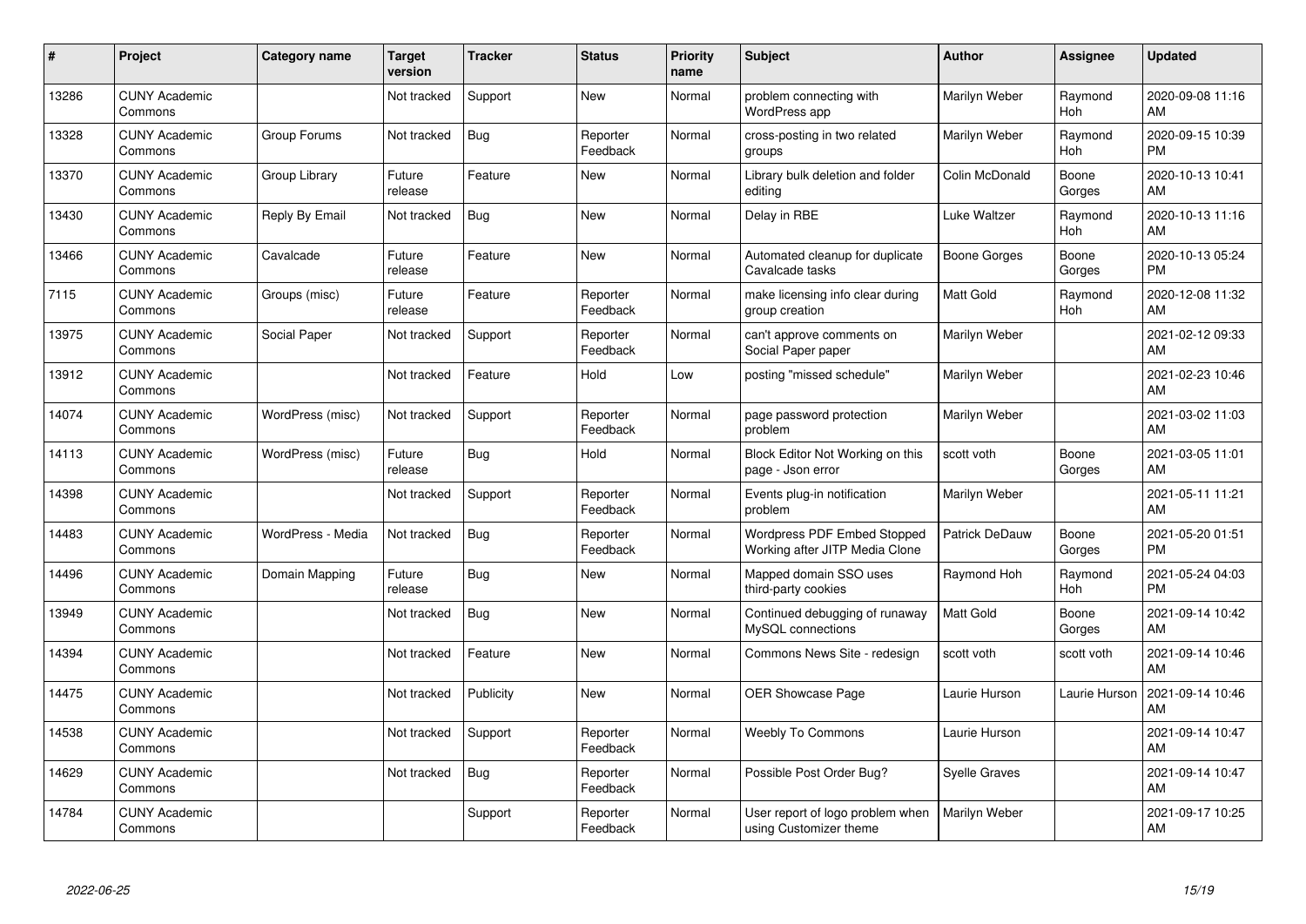| # | Project | Category name | Target version | Tracker | Status | Priority name | Subject | Author | Assignee | Updated |
|---|---|---|---|---|---|---|---|---|---|---|
| 13286 | CUNY Academic Commons | | Not tracked | Support | New | Normal | problem connecting with WordPress app | Marilyn Weber | Raymond Hoh | 2020-09-08 11:16 AM |
| 13328 | CUNY Academic Commons | Group Forums | Not tracked | Bug | Reporter Feedback | Normal | cross-posting in two related groups | Marilyn Weber | Raymond Hoh | 2020-09-15 10:39 PM |
| 13370 | CUNY Academic Commons | Group Library | Future release | Feature | New | Normal | Library bulk deletion and folder editing | Colin McDonald | Boone Gorges | 2020-10-13 10:41 AM |
| 13430 | CUNY Academic Commons | Reply By Email | Not tracked | Bug | New | Normal | Delay in RBE | Luke Waltzer | Raymond Hoh | 2020-10-13 11:16 AM |
| 13466 | CUNY Academic Commons | Cavalcade | Future release | Feature | New | Normal | Automated cleanup for duplicate Cavalcade tasks | Boone Gorges | Boone Gorges | 2020-10-13 05:24 PM |
| 7115 | CUNY Academic Commons | Groups (misc) | Future release | Feature | Reporter Feedback | Normal | make licensing info clear during group creation | Matt Gold | Raymond Hoh | 2020-12-08 11:32 AM |
| 13975 | CUNY Academic Commons | Social Paper | Not tracked | Support | Reporter Feedback | Normal | can't approve comments on Social Paper paper | Marilyn Weber | | 2021-02-12 09:33 AM |
| 13912 | CUNY Academic Commons | | Not tracked | Feature | Hold | Low | posting "missed schedule" | Marilyn Weber | | 2021-02-23 10:46 AM |
| 14074 | CUNY Academic Commons | WordPress (misc) | Not tracked | Support | Reporter Feedback | Normal | page password protection problem | Marilyn Weber | | 2021-03-02 11:03 AM |
| 14113 | CUNY Academic Commons | WordPress (misc) | Future release | Bug | Hold | Normal | Block Editor Not Working on this page - Json error | scott voth | Boone Gorges | 2021-03-05 11:01 AM |
| 14398 | CUNY Academic Commons | | Not tracked | Support | Reporter Feedback | Normal | Events plug-in notification problem | Marilyn Weber | | 2021-05-11 11:21 AM |
| 14483 | CUNY Academic Commons | WordPress - Media | Not tracked | Bug | Reporter Feedback | Normal | Wordpress PDF Embed Stopped Working after JITP Media Clone | Patrick DeDauw | Boone Gorges | 2021-05-20 01:51 PM |
| 14496 | CUNY Academic Commons | Domain Mapping | Future release | Bug | New | Normal | Mapped domain SSO uses third-party cookies | Raymond Hoh | Raymond Hoh | 2021-05-24 04:03 PM |
| 13949 | CUNY Academic Commons | | Not tracked | Bug | New | Normal | Continued debugging of runaway MySQL connections | Matt Gold | Boone Gorges | 2021-09-14 10:42 AM |
| 14394 | CUNY Academic Commons | | Not tracked | Feature | New | Normal | Commons News Site - redesign | scott voth | scott voth | 2021-09-14 10:46 AM |
| 14475 | CUNY Academic Commons | | Not tracked | Publicity | New | Normal | OER Showcase Page | Laurie Hurson | Laurie Hurson | 2021-09-14 10:46 AM |
| 14538 | CUNY Academic Commons | | Not tracked | Support | Reporter Feedback | Normal | Weebly To Commons | Laurie Hurson | | 2021-09-14 10:47 AM |
| 14629 | CUNY Academic Commons | | Not tracked | Bug | Reporter Feedback | Normal | Possible Post Order Bug? | Syelle Graves | | 2021-09-14 10:47 AM |
| 14784 | CUNY Academic Commons | | | Support | Reporter Feedback | Normal | User report of logo problem when using Customizer theme | Marilyn Weber | | 2021-09-17 10:25 AM |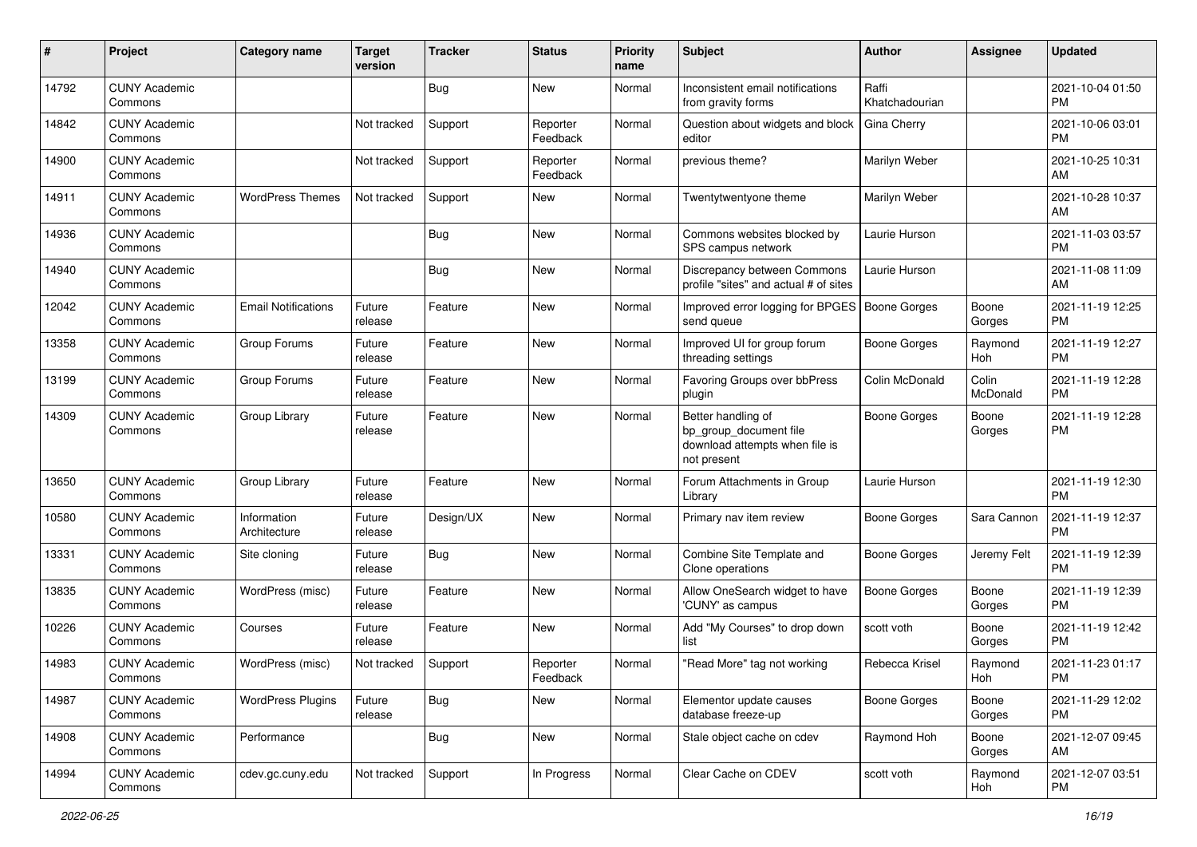| # | Project | Category name | Target version | Tracker | Status | Priority name | Subject | Author | Assignee | Updated |
|---|---|---|---|---|---|---|---|---|---|---|
| 14792 | CUNY Academic Commons | | | Bug | New | Normal | Inconsistent email notifications from gravity forms | Raffi Khatchadourian | | 2021-10-04 01:50 PM |
| 14842 | CUNY Academic Commons | | Not tracked | Support | Reporter Feedback | Normal | Question about widgets and block editor | Gina Cherry | | 2021-10-06 03:01 PM |
| 14900 | CUNY Academic Commons | | Not tracked | Support | Reporter Feedback | Normal | previous theme? | Marilyn Weber | | 2021-10-25 10:31 AM |
| 14911 | CUNY Academic Commons | WordPress Themes | Not tracked | Support | New | Normal | Twentytwentyone theme | Marilyn Weber | | 2021-10-28 10:37 AM |
| 14936 | CUNY Academic Commons | | | Bug | New | Normal | Commons websites blocked by SPS campus network | Laurie Hurson | | 2021-11-03 03:57 PM |
| 14940 | CUNY Academic Commons | | | Bug | New | Normal | Discrepancy between Commons profile "sites" and actual # of sites | Laurie Hurson | | 2021-11-08 11:09 AM |
| 12042 | CUNY Academic Commons | Email Notifications | Future release | Feature | New | Normal | Improved error logging for BPGES send queue | Boone Gorges | Boone Gorges | 2021-11-19 12:25 PM |
| 13358 | CUNY Academic Commons | Group Forums | Future release | Feature | New | Normal | Improved UI for group forum threading settings | Boone Gorges | Raymond Hoh | 2021-11-19 12:27 PM |
| 13199 | CUNY Academic Commons | Group Forums | Future release | Feature | New | Normal | Favoring Groups over bbPress plugin | Colin McDonald | Colin McDonald | 2021-11-19 12:28 PM |
| 14309 | CUNY Academic Commons | Group Library | Future release | Feature | New | Normal | Better handling of bp_group_document file download attempts when file is not present | Boone Gorges | Boone Gorges | 2021-11-19 12:28 PM |
| 13650 | CUNY Academic Commons | Group Library | Future release | Feature | New | Normal | Forum Attachments in Group Library | Laurie Hurson | | 2021-11-19 12:30 PM |
| 10580 | CUNY Academic Commons | Information Architecture | Future release | Design/UX | New | Normal | Primary nav item review | Boone Gorges | Sara Cannon | 2021-11-19 12:37 PM |
| 13331 | CUNY Academic Commons | Site cloning | Future release | Bug | New | Normal | Combine Site Template and Clone operations | Boone Gorges | Jeremy Felt | 2021-11-19 12:39 PM |
| 13835 | CUNY Academic Commons | WordPress (misc) | Future release | Feature | New | Normal | Allow OneSearch widget to have 'CUNY' as campus | Boone Gorges | Boone Gorges | 2021-11-19 12:39 PM |
| 10226 | CUNY Academic Commons | Courses | Future release | Feature | New | Normal | Add "My Courses" to drop down list | scott voth | Boone Gorges | 2021-11-19 12:42 PM |
| 14983 | CUNY Academic Commons | WordPress (misc) | Not tracked | Support | Reporter Feedback | Normal | "Read More" tag not working | Rebecca Krisel | Raymond Hoh | 2021-11-23 01:17 PM |
| 14987 | CUNY Academic Commons | WordPress Plugins | Future release | Bug | New | Normal | Elementor update causes database freeze-up | Boone Gorges | Boone Gorges | 2021-11-29 12:02 PM |
| 14908 | CUNY Academic Commons | Performance | | Bug | New | Normal | Stale object cache on cdev | Raymond Hoh | Boone Gorges | 2021-12-07 09:45 AM |
| 14994 | CUNY Academic Commons | cdev.gc.cuny.edu | Not tracked | Support | In Progress | Normal | Clear Cache on CDEV | scott voth | Raymond Hoh | 2021-12-07 03:51 PM |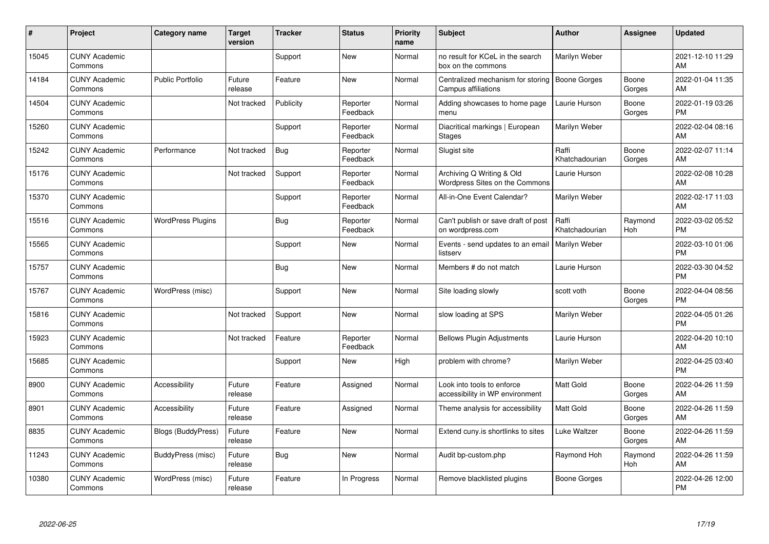| # | Project | Category name | Target version | Tracker | Status | Priority name | Subject | Author | Assignee | Updated |
|---|---|---|---|---|---|---|---|---|---|---|
| 15045 | CUNY Academic Commons | | | Support | New | Normal | no result for KCeL in the search box on the commons | Marilyn Weber | | 2021-12-10 11:29 AM |
| 14184 | CUNY Academic Commons | Public Portfolio | Future release | Feature | New | Normal | Centralized mechanism for storing Campus affiliations | Boone Gorges | Boone Gorges | 2022-01-04 11:35 AM |
| 14504 | CUNY Academic Commons | | Not tracked | Publicity | Reporter Feedback | Normal | Adding showcases to home page menu | Laurie Hurson | Boone Gorges | 2022-01-19 03:26 PM |
| 15260 | CUNY Academic Commons | | | Support | Reporter Feedback | Normal | Diacritical markings \| European Stages | Marilyn Weber | | 2022-02-04 08:16 AM |
| 15242 | CUNY Academic Commons | Performance | Not tracked | Bug | Reporter Feedback | Normal | Slugist site | Raffi Khatchadourian | Boone Gorges | 2022-02-07 11:14 AM |
| 15176 | CUNY Academic Commons | | Not tracked | Support | Reporter Feedback | Normal | Archiving Q Writing & Old Wordpress Sites on the Commons | Laurie Hurson | | 2022-02-08 10:28 AM |
| 15370 | CUNY Academic Commons | | | Support | Reporter Feedback | Normal | All-in-One Event Calendar? | Marilyn Weber | | 2022-02-17 11:03 AM |
| 15516 | CUNY Academic Commons | WordPress Plugins | | Bug | Reporter Feedback | Normal | Can't publish or save draft of post on wordpress.com | Raffi Khatchadourian | Raymond Hoh | 2022-03-02 05:52 PM |
| 15565 | CUNY Academic Commons | | | Support | New | Normal | Events - send updates to an email listserv | Marilyn Weber | | 2022-03-10 01:06 PM |
| 15757 | CUNY Academic Commons | | | Bug | New | Normal | Members # do not match | Laurie Hurson | | 2022-03-30 04:52 PM |
| 15767 | CUNY Academic Commons | WordPress (misc) | | Support | New | Normal | Site loading slowly | scott voth | Boone Gorges | 2022-04-04 08:56 PM |
| 15816 | CUNY Academic Commons | | Not tracked | Support | New | Normal | slow loading at SPS | Marilyn Weber | | 2022-04-05 01:26 PM |
| 15923 | CUNY Academic Commons | | Not tracked | Feature | Reporter Feedback | Normal | Bellows Plugin Adjustments | Laurie Hurson | | 2022-04-20 10:10 AM |
| 15685 | CUNY Academic Commons | | | Support | New | High | problem with chrome? | Marilyn Weber | | 2022-04-25 03:40 PM |
| 8900 | CUNY Academic Commons | Accessibility | Future release | Feature | Assigned | Normal | Look into tools to enforce accessibility in WP environment | Matt Gold | Boone Gorges | 2022-04-26 11:59 AM |
| 8901 | CUNY Academic Commons | Accessibility | Future release | Feature | Assigned | Normal | Theme analysis for accessibility | Matt Gold | Boone Gorges | 2022-04-26 11:59 AM |
| 8835 | CUNY Academic Commons | Blogs (BuddyPress) | Future release | Feature | New | Normal | Extend cuny.is shortlinks to sites | Luke Waltzer | Boone Gorges | 2022-04-26 11:59 AM |
| 11243 | CUNY Academic Commons | BuddyPress (misc) | Future release | Bug | New | Normal | Audit bp-custom.php | Raymond Hoh | Raymond Hoh | 2022-04-26 11:59 AM |
| 10380 | CUNY Academic Commons | WordPress (misc) | Future release | Feature | In Progress | Normal | Remove blacklisted plugins | Boone Gorges | | 2022-04-26 12:00 PM |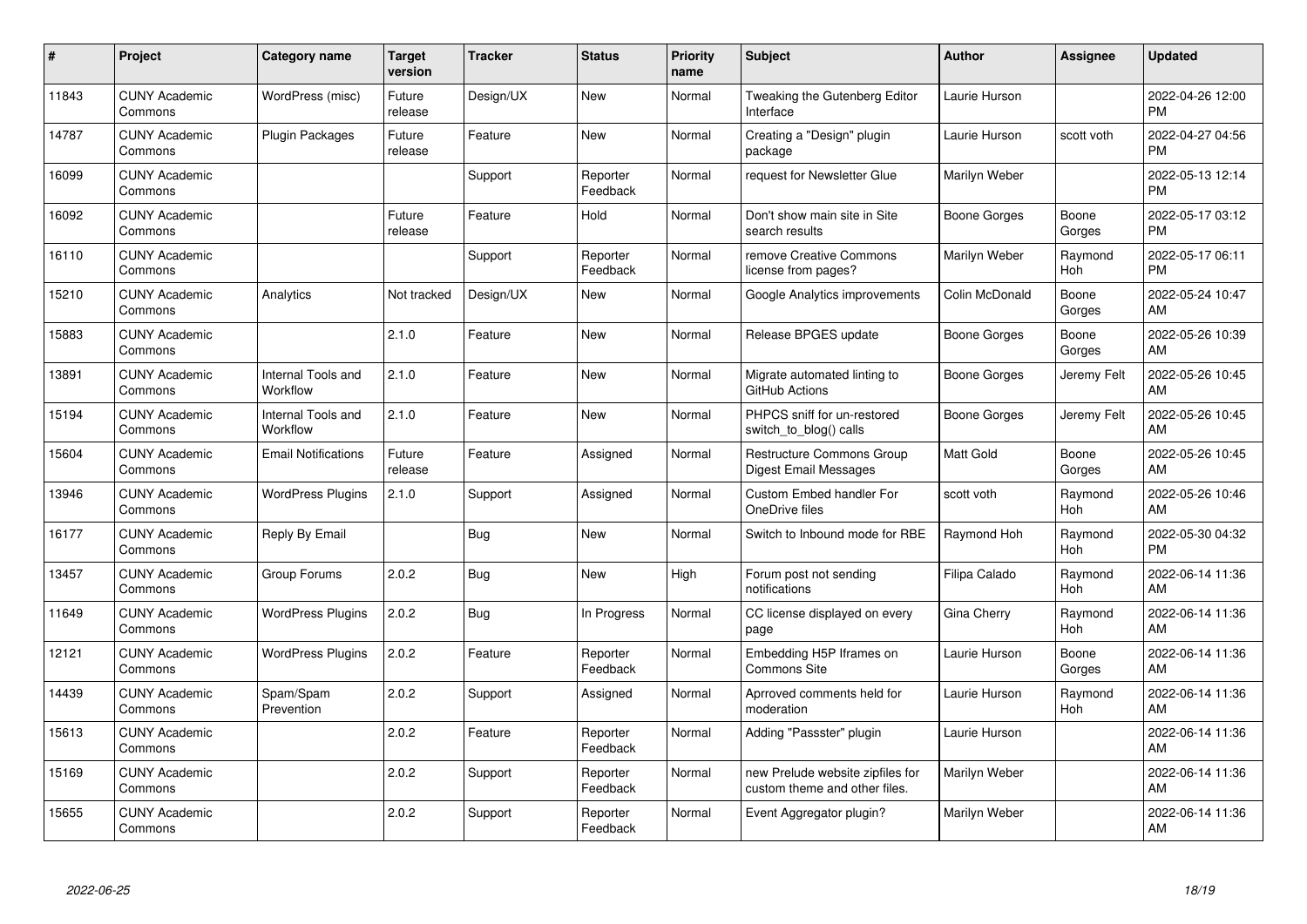| # | Project | Category name | Target version | Tracker | Status | Priority name | Subject | Author | Assignee | Updated |
|---|---|---|---|---|---|---|---|---|---|---|
| 11843 | CUNY Academic Commons | WordPress (misc) | Future release | Design/UX | New | Normal | Tweaking the Gutenberg Editor Interface | Laurie Hurson | | 2022-04-26 12:00 PM |
| 14787 | CUNY Academic Commons | Plugin Packages | Future release | Feature | New | Normal | Creating a "Design" plugin package | Laurie Hurson | scott voth | 2022-04-27 04:56 PM |
| 16099 | CUNY Academic Commons | | | Support | Reporter Feedback | Normal | request for Newsletter Glue | Marilyn Weber | | 2022-05-13 12:14 PM |
| 16092 | CUNY Academic Commons | | Future release | Feature | Hold | Normal | Don't show main site in Site search results | Boone Gorges | Boone Gorges | 2022-05-17 03:12 PM |
| 16110 | CUNY Academic Commons | | | Support | Reporter Feedback | Normal | remove Creative Commons license from pages? | Marilyn Weber | Raymond Hoh | 2022-05-17 06:11 PM |
| 15210 | CUNY Academic Commons | Analytics | Not tracked | Design/UX | New | Normal | Google Analytics improvements | Colin McDonald | Boone Gorges | 2022-05-24 10:47 AM |
| 15883 | CUNY Academic Commons | | 2.1.0 | Feature | New | Normal | Release BPGES update | Boone Gorges | Boone Gorges | 2022-05-26 10:39 AM |
| 13891 | CUNY Academic Commons | Internal Tools and Workflow | 2.1.0 | Feature | New | Normal | Migrate automated linting to GitHub Actions | Boone Gorges | Jeremy Felt | 2022-05-26 10:45 AM |
| 15194 | CUNY Academic Commons | Internal Tools and Workflow | 2.1.0 | Feature | New | Normal | PHPCS sniff for un-restored switch_to_blog() calls | Boone Gorges | Jeremy Felt | 2022-05-26 10:45 AM |
| 15604 | CUNY Academic Commons | Email Notifications | Future release | Feature | Assigned | Normal | Restructure Commons Group Digest Email Messages | Matt Gold | Boone Gorges | 2022-05-26 10:45 AM |
| 13946 | CUNY Academic Commons | WordPress Plugins | 2.1.0 | Support | Assigned | Normal | Custom Embed handler For OneDrive files | scott voth | Raymond Hoh | 2022-05-26 10:46 AM |
| 16177 | CUNY Academic Commons | Reply By Email | | Bug | New | Normal | Switch to Inbound mode for RBE | Raymond Hoh | Raymond Hoh | 2022-05-30 04:32 PM |
| 13457 | CUNY Academic Commons | Group Forums | 2.0.2 | Bug | New | High | Forum post not sending notifications | Filipa Calado | Raymond Hoh | 2022-06-14 11:36 AM |
| 11649 | CUNY Academic Commons | WordPress Plugins | 2.0.2 | Bug | In Progress | Normal | CC license displayed on every page | Gina Cherry | Raymond Hoh | 2022-06-14 11:36 AM |
| 12121 | CUNY Academic Commons | WordPress Plugins | 2.0.2 | Feature | Reporter Feedback | Normal | Embedding H5P Iframes on Commons Site | Laurie Hurson | Boone Gorges | 2022-06-14 11:36 AM |
| 14439 | CUNY Academic Commons | Spam/Spam Prevention | 2.0.2 | Support | Assigned | Normal | Aprroved comments held for moderation | Laurie Hurson | Raymond Hoh | 2022-06-14 11:36 AM |
| 15613 | CUNY Academic Commons | | 2.0.2 | Feature | Reporter Feedback | Normal | Adding "Passster" plugin | Laurie Hurson | | 2022-06-14 11:36 AM |
| 15169 | CUNY Academic Commons | | 2.0.2 | Support | Reporter Feedback | Normal | new Prelude website zipfiles for custom theme and other files. | Marilyn Weber | | 2022-06-14 11:36 AM |
| 15655 | CUNY Academic Commons | | 2.0.2 | Support | Reporter Feedback | Normal | Event Aggregator plugin? | Marilyn Weber | | 2022-06-14 11:36 AM |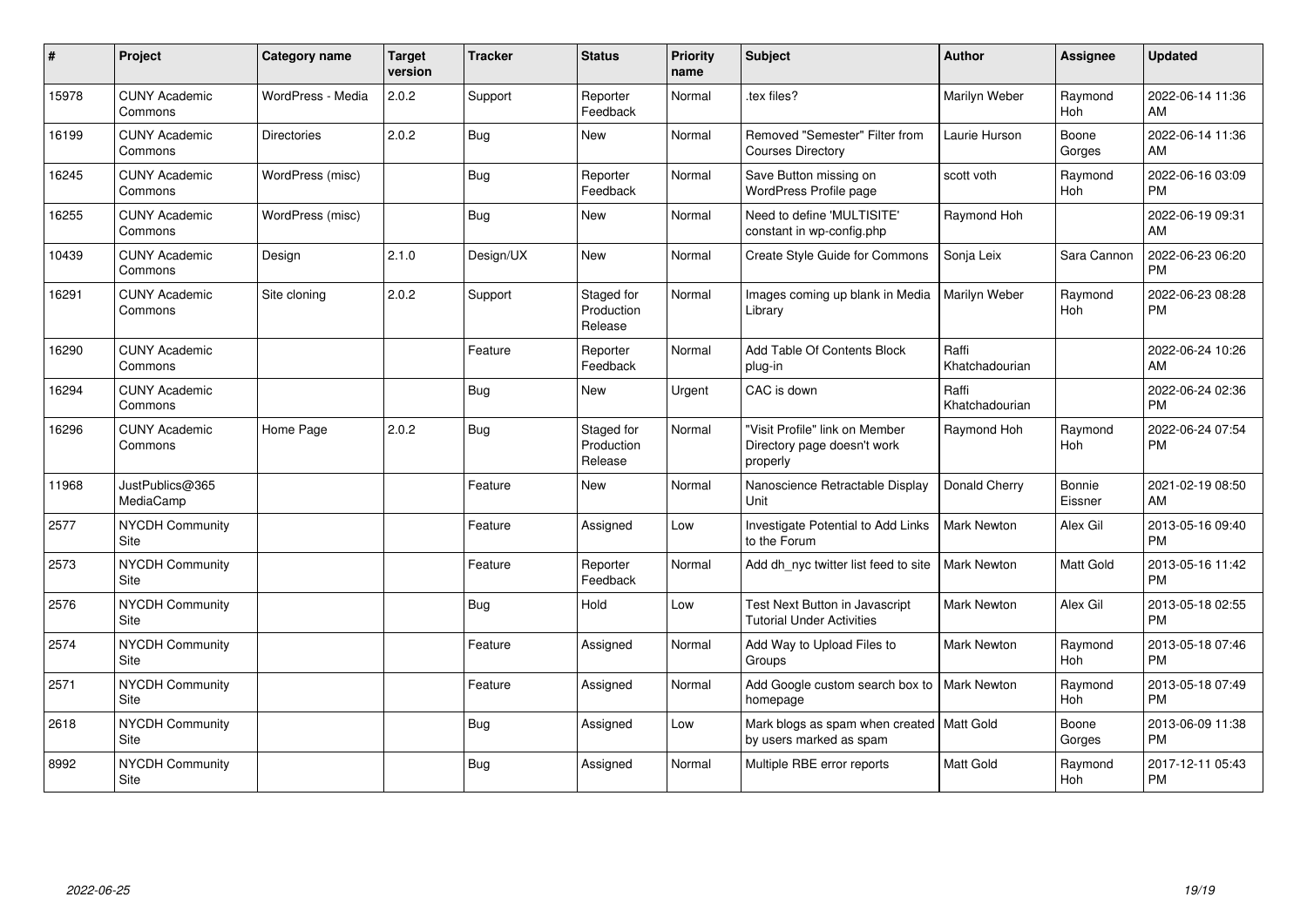| # | Project | Category name | Target version | Tracker | Status | Priority name | Subject | Author | Assignee | Updated |
|---|---|---|---|---|---|---|---|---|---|---|
| 15978 | CUNY Academic Commons | WordPress - Media | 2.0.2 | Support | Reporter Feedback | Normal | .tex files? | Marilyn Weber | Raymond Hoh | 2022-06-14 11:36 AM |
| 16199 | CUNY Academic Commons | Directories | 2.0.2 | Bug | New | Normal | Removed "Semester" Filter from Courses Directory | Laurie Hurson | Boone Gorges | 2022-06-14 11:36 AM |
| 16245 | CUNY Academic Commons | WordPress (misc) | | Bug | Reporter Feedback | Normal | Save Button missing on WordPress Profile page | scott voth | Raymond Hoh | 2022-06-16 03:09 PM |
| 16255 | CUNY Academic Commons | WordPress (misc) | | Bug | New | Normal | Need to define 'MULTISITE' constant in wp-config.php | Raymond Hoh | | 2022-06-19 09:31 AM |
| 10439 | CUNY Academic Commons | Design | 2.1.0 | Design/UX | New | Normal | Create Style Guide for Commons | Sonja Leix | Sara Cannon | 2022-06-23 06:20 PM |
| 16291 | CUNY Academic Commons | Site cloning | 2.0.2 | Support | Staged for Production Release | Normal | Images coming up blank in Media Library | Marilyn Weber | Raymond Hoh | 2022-06-23 08:28 PM |
| 16290 | CUNY Academic Commons | | | Feature | Reporter Feedback | Normal | Add Table Of Contents Block plug-in | Raffi Khatchadourian | | 2022-06-24 10:26 AM |
| 16294 | CUNY Academic Commons | | | Bug | New | Urgent | CAC is down | Raffi Khatchadourian | | 2022-06-24 02:36 PM |
| 16296 | CUNY Academic Commons | Home Page | 2.0.2 | Bug | Staged for Production Release | Normal | "Visit Profile" link on Member Directory page doesn't work properly | Raymond Hoh | Raymond Hoh | 2022-06-24 07:54 PM |
| 11968 | JustPublics@365 MediaCamp | | | Feature | New | Normal | Nanoscience Retractable Display Unit | Donald Cherry | Bonnie Eissner | 2021-02-19 08:50 AM |
| 2577 | NYCDH Community Site | | | Feature | Assigned | Low | Investigate Potential to Add Links to the Forum | Mark Newton | Alex Gil | 2013-05-16 09:40 PM |
| 2573 | NYCDH Community Site | | | Feature | Reporter Feedback | Normal | Add dh_nyc twitter list feed to site | Mark Newton | Matt Gold | 2013-05-16 11:42 PM |
| 2576 | NYCDH Community Site | | | Bug | Hold | Low | Test Next Button in Javascript Tutorial Under Activities | Mark Newton | Alex Gil | 2013-05-18 02:55 PM |
| 2574 | NYCDH Community Site | | | Feature | Assigned | Normal | Add Way to Upload Files to Groups | Mark Newton | Raymond Hoh | 2013-05-18 07:46 PM |
| 2571 | NYCDH Community Site | | | Feature | Assigned | Normal | Add Google custom search box to homepage | Mark Newton | Raymond Hoh | 2013-05-18 07:49 PM |
| 2618 | NYCDH Community Site | | | Bug | Assigned | Low | Mark blogs as spam when created by users marked as spam | Matt Gold | Boone Gorges | 2013-06-09 11:38 PM |
| 8992 | NYCDH Community Site | | | Bug | Assigned | Normal | Multiple RBE error reports | Matt Gold | Raymond Hoh | 2017-12-11 05:43 PM |